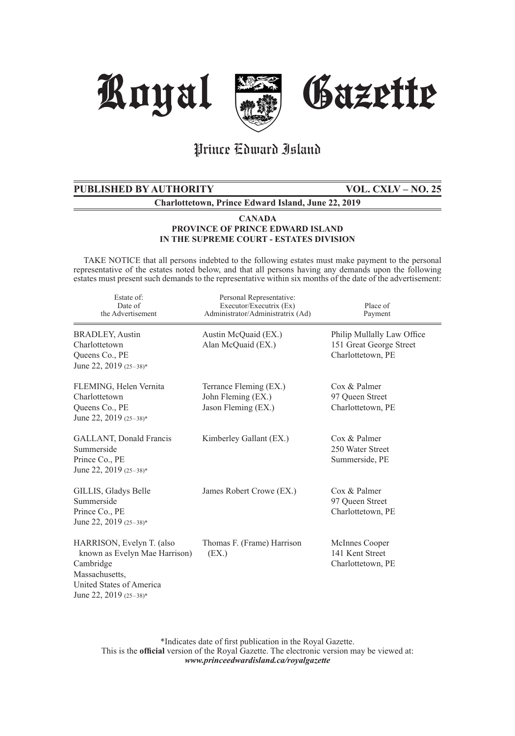# Royal Gazette

## Prince Edward Island

**PUBLISHED BY AUTHORITY** **VOL. CXLV – NO. 25**

**Charlottetown, Prince Edward Island, June 22, 2019**

**CANADA**
**PROVINCE OF PRINCE EDWARD ISLAND**
**IN THE SUPREME COURT - ESTATES DIVISION**

TAKE NOTICE that all persons indebted to the following estates must make payment to the personal representative of the estates noted below, and that all persons having any demands upon the following estates must present such demands to the representative within six months of the date of the advertisement:

| Estate of: Date of the Advertisement | Personal Representative: Executor/Executrix (Ex) Administrator/Administratrix (Ad) | Place of Payment |
|---|---|---|
| BRADLEY, Austin<br>Charlottetown<br>Queens Co., PE<br>June 22, 2019 (25–38)* | Austin McQuaid (EX.)<br>Alan McQuaid (EX.) | Philip Mullally Law Office<br>151 Great George Street<br>Charlottetown, PE |
| FLEMING, Helen Vernita<br>Charlottetown<br>Queens Co., PE<br>June 22, 2019 (25–38)* | Terrance Fleming (EX.)<br>John Fleming (EX.)<br>Jason Fleming (EX.) | Cox & Palmer<br>97 Queen Street<br>Charlottetown, PE |
| GALLANT, Donald Francis<br>Summerside<br>Prince Co., PE<br>June 22, 2019 (25–38)* | Kimberley Gallant (EX.) | Cox & Palmer<br>250 Water Street<br>Summerside, PE |
| GILLIS, Gladys Belle<br>Summerside<br>Prince Co., PE<br>June 22, 2019 (25–38)* | James Robert Crowe (EX.) | Cox & Palmer<br>97 Queen Street<br>Charlottetown, PE |
| HARRISON, Evelyn T. (also known as Evelyn Mae Harrison)<br>Cambridge<br>Massachusetts,<br>United States of America<br>June 22, 2019 (25–38)* | Thomas F. (Frame) Harrison (EX.) | McInnes Cooper<br>141 Kent Street<br>Charlottetown, PE |

*Indicates date of first publication in the Royal Gazette.
This is the **official** version of the Royal Gazette. The electronic version may be viewed at:
***www.princeedwardisland.ca/royalgazette***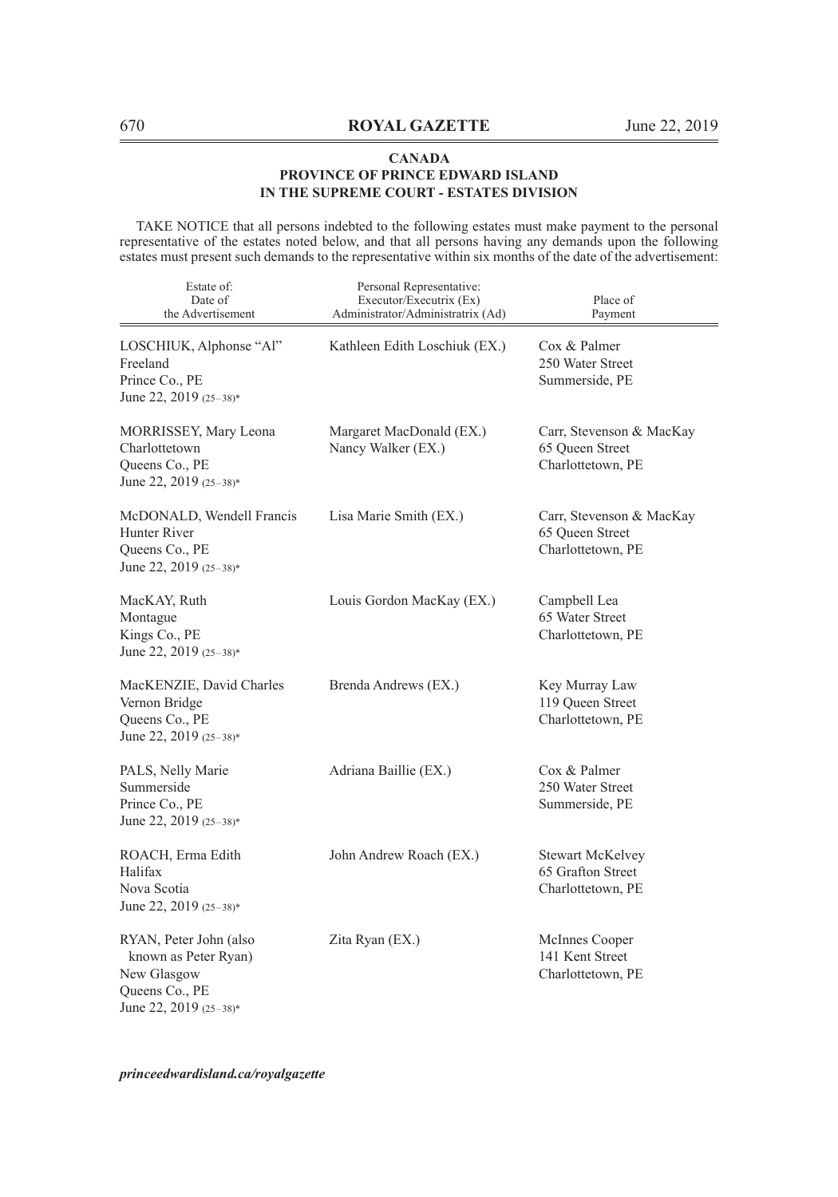**CANADA**
**PROVINCE OF PRINCE EDWARD ISLAND**
**IN THE SUPREME COURT - ESTATES DIVISION**

TAKE NOTICE that all persons indebted to the following estates must make payment to the personal representative of the estates noted below, and that all persons having any demands upon the following estates must present such demands to the representative within six months of the date of the advertisement:

| Estate of: Date of the Advertisement | Personal Representative: Executor/Executrix (Ex) Administrator/Administratrix (Ad) | Place of Payment |
|---|---|---|
| LOSCHIUK, Alphonse "Al" Freeland Prince Co., PE June 22, 2019 (25–38)* | Kathleen Edith Loschiuk (EX.) | Cox & Palmer 250 Water Street Summerside, PE |
| MORRISSEY, Mary Leona Charlottetown Queens Co., PE June 22, 2019 (25–38)* | Margaret MacDonald (EX.) Nancy Walker (EX.) | Carr, Stevenson & MacKay 65 Queen Street Charlottetown, PE |
| McDONALD, Wendell Francis Hunter River Queens Co., PE June 22, 2019 (25–38)* | Lisa Marie Smith (EX.) | Carr, Stevenson & MacKay 65 Queen Street Charlottetown, PE |
| MacKAY, Ruth Montague Kings Co., PE June 22, 2019 (25–38)* | Louis Gordon MacKay (EX.) | Campbell Lea 65 Water Street Charlottetown, PE |
| MacKENZIE, David Charles Vernon Bridge Queens Co., PE June 22, 2019 (25–38)* | Brenda Andrews (EX.) | Key Murray Law 119 Queen Street Charlottetown, PE |
| PALS, Nelly Marie Summerside Prince Co., PE June 22, 2019 (25–38)* | Adriana Baillie (EX.) | Cox & Palmer 250 Water Street Summerside, PE |
| ROACH, Erma Edith Halifax Nova Scotia June 22, 2019 (25–38)* | John Andrew Roach (EX.) | Stewart McKelvey 65 Grafton Street Charlottetown, PE |
| RYAN, Peter John (also known as Peter Ryan) New Glasgow Queens Co., PE June 22, 2019 (25–38)* | Zita Ryan (EX.) | McInnes Cooper 141 Kent Street Charlottetown, PE |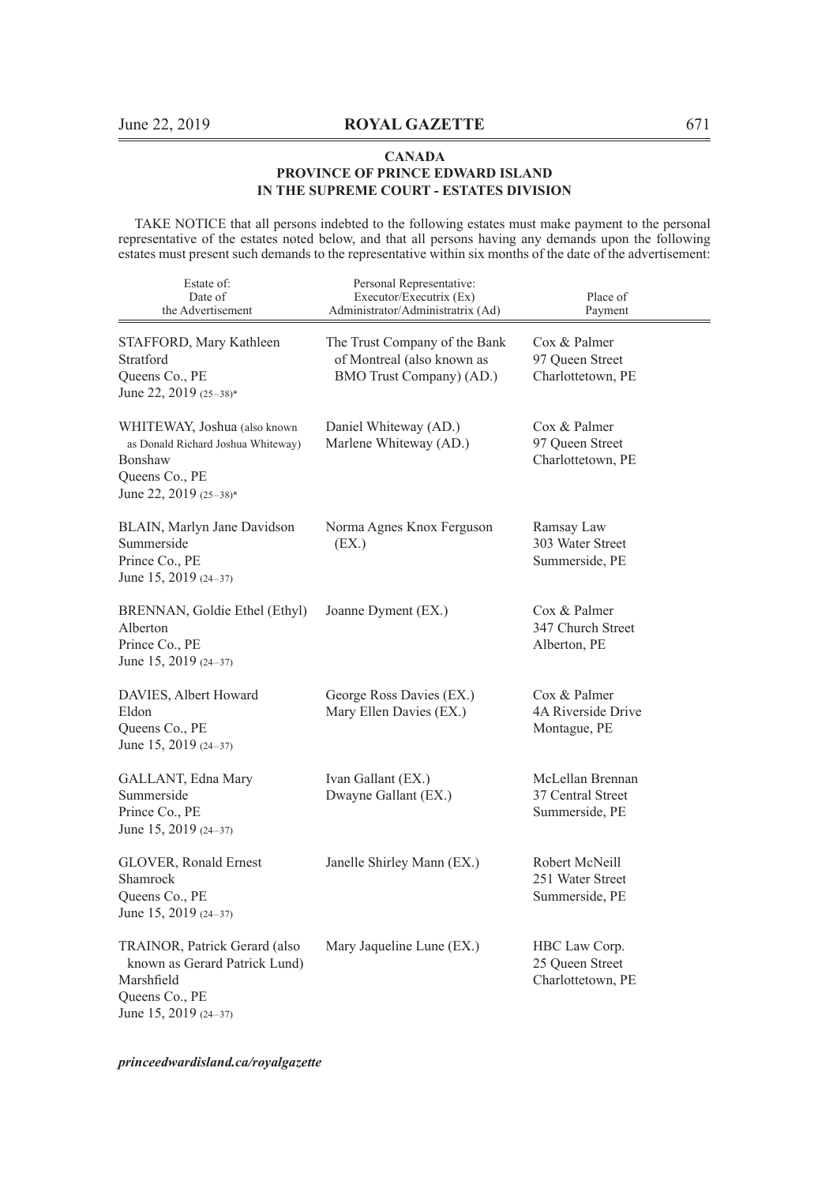**CANADA**
**PROVINCE OF PRINCE EDWARD ISLAND**
**IN THE SUPREME COURT - ESTATES DIVISION**

TAKE NOTICE that all persons indebted to the following estates must make payment to the personal representative of the estates noted below, and that all persons having any demands upon the following estates must present such demands to the representative within six months of the date of the advertisement:

| Estate of: Date of the Advertisement | Personal Representative: Executor/Executrix (Ex) Administrator/Administratrix (Ad) | Place of Payment |
|---|---|---|
| STAFFORD, Mary Kathleen<br>Stratford<br>Queens Co., PE<br>June 22, 2019 (25–38)* | The Trust Company of the Bank of Montreal (also known as BMO Trust Company) (AD.) | Cox & Palmer<br>97 Queen Street<br>Charlottetown, PE |
| WHITEWAY, Joshua (also known as Donald Richard Joshua Whiteway)<br>Bonshaw<br>Queens Co., PE<br>June 22, 2019 (25–38)* | Daniel Whiteway (AD.)<br>Marlene Whiteway (AD.) | Cox & Palmer<br>97 Queen Street<br>Charlottetown, PE |
| BLAIN, Marlyn Jane Davidson<br>Summerside<br>Prince Co., PE<br>June 15, 2019 (24–37) | Norma Agnes Knox Ferguson (EX.) | Ramsay Law<br>303 Water Street<br>Summerside, PE |
| BRENNAN, Goldie Ethel (Ethyl)<br>Alberton<br>Prince Co., PE<br>June 15, 2019 (24–37) | Joanne Dyment (EX.) | Cox & Palmer<br>347 Church Street<br>Alberton, PE |
| DAVIES, Albert Howard<br>Eldon<br>Queens Co., PE<br>June 15, 2019 (24–37) | George Ross Davies (EX.)<br>Mary Ellen Davies (EX.) | Cox & Palmer<br>4A Riverside Drive<br>Montague, PE |
| GALLANT, Edna Mary<br>Summerside<br>Prince Co., PE<br>June 15, 2019 (24–37) | Ivan Gallant (EX.)<br>Dwayne Gallant (EX.) | McLellan Brennan<br>37 Central Street<br>Summerside, PE |
| GLOVER, Ronald Ernest<br>Shamrock<br>Queens Co., PE<br>June 15, 2019 (24–37) | Janelle Shirley Mann (EX.) | Robert McNeill<br>251 Water Street<br>Summerside, PE |
| TRAINOR, Patrick Gerard (also known as Gerard Patrick Lund)<br>Marshfield<br>Queens Co., PE<br>June 15, 2019 (24–37) | Mary Jaqueline Lune (EX.) | HBC Law Corp.<br>25 Queen Street<br>Charlottetown, PE |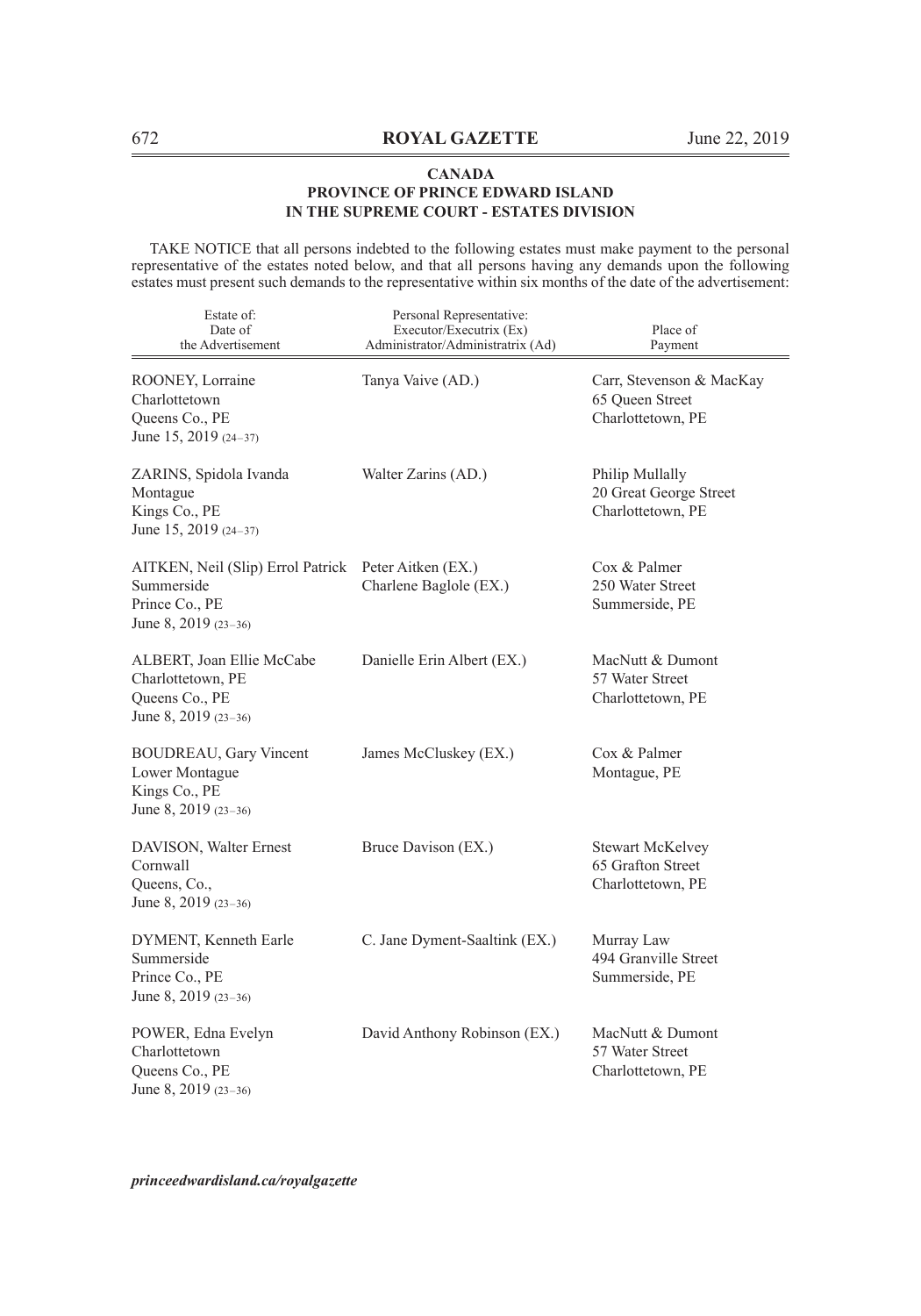**CANADA**
**PROVINCE OF PRINCE EDWARD ISLAND**
**IN THE SUPREME COURT - ESTATES DIVISION**

TAKE NOTICE that all persons indebted to the following estates must make payment to the personal representative of the estates noted below, and that all persons having any demands upon the following estates must present such demands to the representative within six months of the date of the advertisement:

| Estate of: Date of the Advertisement | Personal Representative: Executor/Executrix (Ex) Administrator/Administratrix (Ad) | Place of Payment |
|---|---|---|
| ROONEY, Lorraine<br>Charlottetown<br>Queens Co., PE<br>June 15, 2019 (24–37) | Tanya Vaive (AD.) | Carr, Stevenson & MacKay<br>65 Queen Street<br>Charlottetown, PE |
| ZARINS, Spidola Ivanda<br>Montague<br>Kings Co., PE<br>June 15, 2019 (24–37) | Walter Zarins (AD.) | Philip Mullally<br>20 Great George Street<br>Charlottetown, PE |
| AITKEN, Neil (Slip) Errol Patrick<br>Summerside<br>Prince Co., PE<br>June 8, 2019 (23–36) | Peter Aitken (EX.)<br>Charlene Baglole (EX.) | Cox & Palmer<br>250 Water Street<br>Summerside, PE |
| ALBERT, Joan Ellie McCabe<br>Charlottetown, PE<br>Queens Co., PE<br>June 8, 2019 (23–36) | Danielle Erin Albert (EX.) | MacNutt & Dumont<br>57 Water Street<br>Charlottetown, PE |
| BOUDREAU, Gary Vincent<br>Lower Montague<br>Kings Co., PE<br>June 8, 2019 (23–36) | James McCluskey (EX.) | Cox & Palmer<br>Montague, PE |
| DAVISON, Walter Ernest<br>Cornwall<br>Queens, Co.,<br>June 8, 2019 (23–36) | Bruce Davison (EX.) | Stewart McKelvey<br>65 Grafton Street<br>Charlottetown, PE |
| DYMENT, Kenneth Earle<br>Summerside<br>Prince Co., PE<br>June 8, 2019 (23–36) | C. Jane Dyment-Saaltink (EX.) | Murray Law<br>494 Granville Street<br>Summerside, PE |
| POWER, Edna Evelyn<br>Charlottetown<br>Queens Co., PE<br>June 8, 2019 (23–36) | David Anthony Robinson (EX.) | MacNutt & Dumont<br>57 Water Street<br>Charlottetown, PE |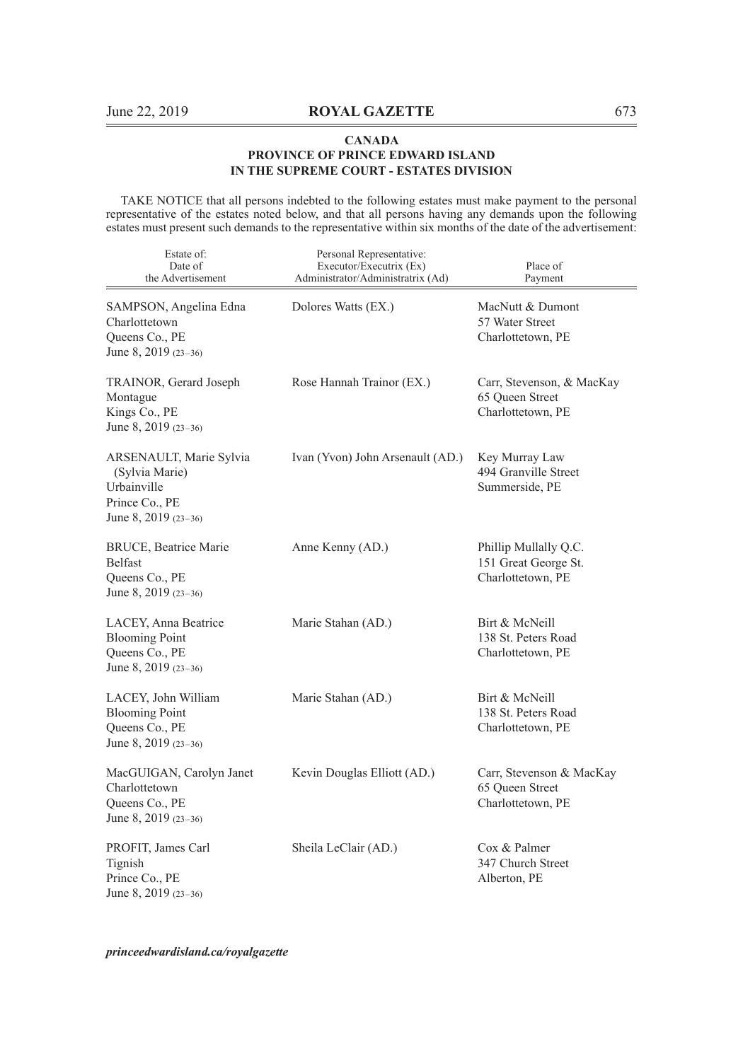**CANADA**
**PROVINCE OF PRINCE EDWARD ISLAND**
**IN THE SUPREME COURT - ESTATES DIVISION**

TAKE NOTICE that all persons indebted to the following estates must make payment to the personal representative of the estates noted below, and that all persons having any demands upon the following estates must present such demands to the representative within six months of the date of the advertisement:

| Estate of: Date of the Advertisement | Personal Representative: Executor/Executrix (Ex) Administrator/Administratrix (Ad) | Place of Payment |
|---|---|---|
| SAMPSON, Angelina Edna<br>Charlottetown<br>Queens Co., PE<br>June 8, 2019 (23–36) | Dolores Watts (EX.) | MacNutt & Dumont<br>57 Water Street<br>Charlottetown, PE |
| TRAINOR, Gerard Joseph<br>Montague<br>Kings Co., PE<br>June 8, 2019 (23–36) | Rose Hannah Trainor (EX.) | Carr, Stevenson, & MacKay<br>65 Queen Street<br>Charlottetown, PE |
| ARSENAULT, Marie Sylvia<br>(Sylvia Marie)<br>Urbainville<br>Prince Co., PE<br>June 8, 2019 (23–36) | Ivan (Yvon) John Arsenault (AD.) | Key Murray Law<br>494 Granville Street<br>Summerside, PE |
| BRUCE, Beatrice Marie<br>Belfast<br>Queens Co., PE<br>June 8, 2019 (23–36) | Anne Kenny (AD.) | Phillip Mullally Q.C.<br>151 Great George St.<br>Charlottetown, PE |
| LACEY, Anna Beatrice<br>Blooming Point<br>Queens Co., PE<br>June 8, 2019 (23–36) | Marie Stahan (AD.) | Birt & McNeill<br>138 St. Peters Road<br>Charlottetown, PE |
| LACEY, John William<br>Blooming Point<br>Queens Co., PE<br>June 8, 2019 (23–36) | Marie Stahan (AD.) | Birt & McNeill<br>138 St. Peters Road<br>Charlottetown, PE |
| MacGUIGAN, Carolyn Janet<br>Charlottetown<br>Queens Co., PE<br>June 8, 2019 (23–36) | Kevin Douglas Elliott (AD.) | Carr, Stevenson & MacKay<br>65 Queen Street<br>Charlottetown, PE |
| PROFIT, James Carl<br>Tignish<br>Prince Co., PE<br>June 8, 2019 (23–36) | Sheila LeClair (AD.) | Cox & Palmer<br>347 Church Street<br>Alberton, PE |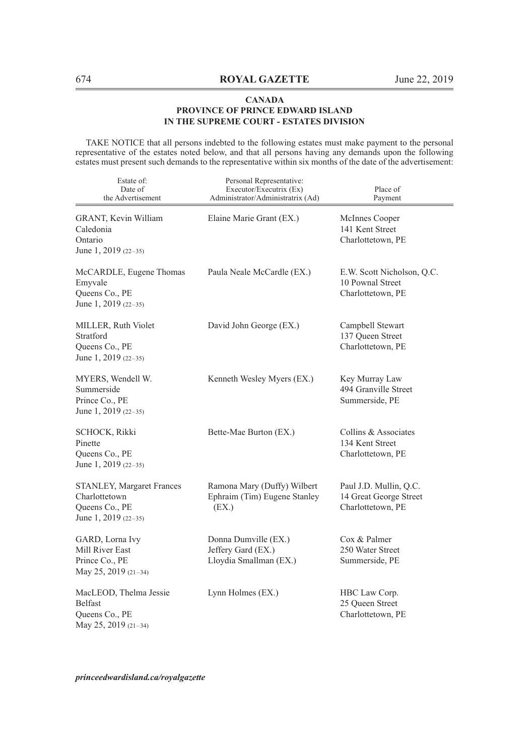**CANADA**
**PROVINCE OF PRINCE EDWARD ISLAND**
**IN THE SUPREME COURT - ESTATES DIVISION**

TAKE NOTICE that all persons indebted to the following estates must make payment to the personal representative of the estates noted below, and that all persons having any demands upon the following estates must present such demands to the representative within six months of the date of the advertisement:

| Estate of: Date of the Advertisement | Personal Representative: Executor/Executrix (Ex) Administrator/Administratrix (Ad) | Place of Payment |
|---|---|---|
| GRANT, Kevin William<br>Caledonia<br>Ontario<br>June 1, 2019 (22–35) | Elaine Marie Grant (EX.) | McInnes Cooper<br>141 Kent Street<br>Charlottetown, PE |
| McCARDLE, Eugene Thomas<br>Emyvale<br>Queens Co., PE<br>June 1, 2019 (22–35) | Paula Neale McCardle (EX.) | E.W. Scott Nicholson, Q.C.<br>10 Pownal Street<br>Charlottetown, PE |
| MILLER, Ruth Violet<br>Stratford<br>Queens Co., PE<br>June 1, 2019 (22–35) | David John George (EX.) | Campbell Stewart<br>137 Queen Street<br>Charlottetown, PE |
| MYERS, Wendell W.<br>Summerside<br>Prince Co., PE<br>June 1, 2019 (22–35) | Kenneth Wesley Myers (EX.) | Key Murray Law<br>494 Granville Street<br>Summerside, PE |
| SCHOCK, Rikki<br>Pinette<br>Queens Co., PE<br>June 1, 2019 (22–35) | Bette-Mae Burton (EX.) | Collins & Associates<br>134 Kent Street<br>Charlottetown, PE |
| STANLEY, Margaret Frances<br>Charlottetown<br>Queens Co., PE<br>June 1, 2019 (22–35) | Ramona Mary (Duffy) Wilbert<br>Ephraim (Tim) Eugene Stanley<br>(EX.) | Paul J.D. Mullin, Q.C.<br>14 Great George Street<br>Charlottetown, PE |
| GARD, Lorna Ivy<br>Mill River East<br>Prince Co., PE<br>May 25, 2019 (21–34) | Donna Dumville (EX.)<br>Jeffery Gard (EX.)<br>Lloydia Smallman (EX.) | Cox & Palmer<br>250 Water Street<br>Summerside, PE |
| MacLEOD, Thelma Jessie<br>Belfast<br>Queens Co., PE<br>May 25, 2019 (21–34) | Lynn Holmes (EX.) | HBC Law Corp.<br>25 Queen Street<br>Charlottetown, PE |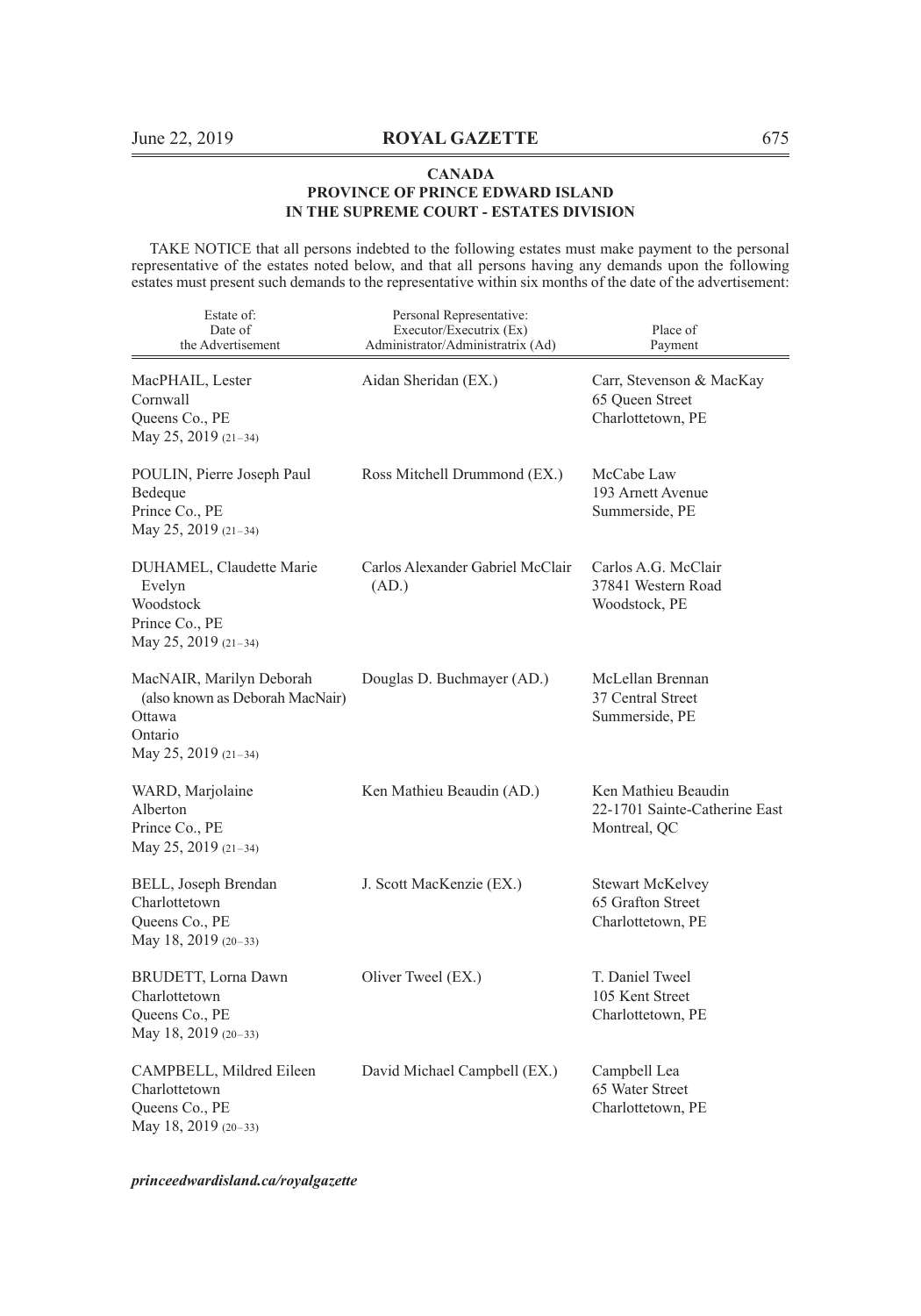**CANADA**
**PROVINCE OF PRINCE EDWARD ISLAND**
**IN THE SUPREME COURT - ESTATES DIVISION**

TAKE NOTICE that all persons indebted to the following estates must make payment to the personal representative of the estates noted below, and that all persons having any demands upon the following estates must present such demands to the representative within six months of the date of the advertisement:

| Estate of: Date of the Advertisement | Personal Representative: Executor/Executrix (Ex) Administrator/Administratrix (Ad) | Place of Payment |
|---|---|---|
| MacPHAIL, Lester<br>Cornwall<br>Queens Co., PE<br>May 25, 2019 (21–34) | Aidan Sheridan (EX.) | Carr, Stevenson & MacKay<br>65 Queen Street<br>Charlottetown, PE |
| POULIN, Pierre Joseph Paul<br>Bedeque<br>Prince Co., PE<br>May 25, 2019 (21–34) | Ross Mitchell Drummond (EX.) | McCabe Law<br>193 Arnett Avenue<br>Summerside, PE |
| DUHAMEL, Claudette Marie Evelyn<br>Woodstock<br>Prince Co., PE<br>May 25, 2019 (21–34) | Carlos Alexander Gabriel McClair (AD.) | Carlos A.G. McClair<br>37841 Western Road<br>Woodstock, PE |
| MacNAIR, Marilyn Deborah (also known as Deborah MacNair)<br>Ottawa<br>Ontario<br>May 25, 2019 (21–34) | Douglas D. Buchmayer (AD.) | McLellan Brennan<br>37 Central Street<br>Summerside, PE |
| WARD, Marjolaine<br>Alberton<br>Prince Co., PE<br>May 25, 2019 (21–34) | Ken Mathieu Beaudin (AD.) | Ken Mathieu Beaudin<br>22-1701 Sainte-Catherine East<br>Montreal, QC |
| BELL, Joseph Brendan<br>Charlottetown<br>Queens Co., PE<br>May 18, 2019 (20–33) | J. Scott MacKenzie (EX.) | Stewart McKelvey<br>65 Grafton Street<br>Charlottetown, PE |
| BRUDETT, Lorna Dawn<br>Charlottetown<br>Queens Co., PE<br>May 18, 2019 (20–33) | Oliver Tweel (EX.) | T. Daniel Tweel<br>105 Kent Street<br>Charlottetown, PE |
| CAMPBELL, Mildred Eileen<br>Charlottetown<br>Queens Co., PE<br>May 18, 2019 (20–33) | David Michael Campbell (EX.) | Campbell Lea<br>65 Water Street<br>Charlottetown, PE |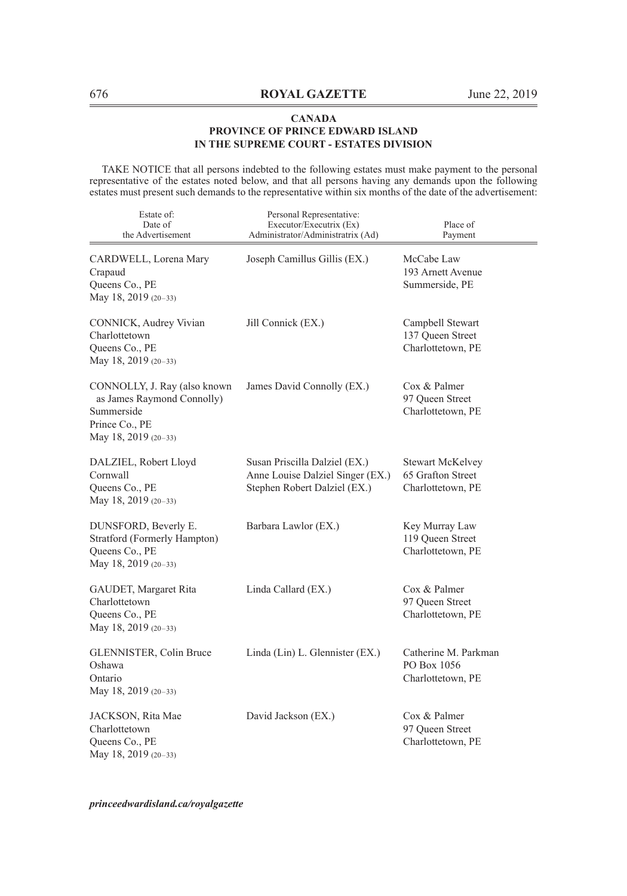**CANADA**
**PROVINCE OF PRINCE EDWARD ISLAND**
**IN THE SUPREME COURT - ESTATES DIVISION**

TAKE NOTICE that all persons indebted to the following estates must make payment to the personal representative of the estates noted below, and that all persons having any demands upon the following estates must present such demands to the representative within six months of the date of the advertisement:

| Estate of: Date of the Advertisement | Personal Representative: Executor/Executrix (Ex) Administrator/Administratrix (Ad) | Place of Payment |
|---|---|---|
| CARDWELL, Lorena Mary<br>Crapaud<br>Queens Co., PE<br>May 18, 2019 (20–33) | Joseph Camillus Gillis (EX.) | McCabe Law<br>193 Arnett Avenue<br>Summerside, PE |
| CONNICK, Audrey Vivian<br>Charlottetown<br>Queens Co., PE<br>May 18, 2019 (20–33) | Jill Connick (EX.) | Campbell Stewart<br>137 Queen Street<br>Charlottetown, PE |
| CONNOLLY, J. Ray (also known as James Raymond Connolly)<br>Summerside<br>Prince Co., PE<br>May 18, 2019 (20–33) | James David Connolly (EX.) | Cox & Palmer<br>97 Queen Street<br>Charlottetown, PE |
| DALZIEL, Robert Lloyd<br>Cornwall<br>Queens Co., PE<br>May 18, 2019 (20–33) | Susan Priscilla Dalziel (EX.)<br>Anne Louise Dalziel Singer (EX.)<br>Stephen Robert Dalziel (EX.) | Stewart McKelvey<br>65 Grafton Street<br>Charlottetown, PE |
| DUNSFORD, Beverly E.<br>Stratford (Formerly Hampton)<br>Queens Co., PE<br>May 18, 2019 (20–33) | Barbara Lawlor (EX.) | Key Murray Law<br>119 Queen Street<br>Charlottetown, PE |
| GAUDET, Margaret Rita<br>Charlottetown<br>Queens Co., PE<br>May 18, 2019 (20–33) | Linda Callard (EX.) | Cox & Palmer<br>97 Queen Street<br>Charlottetown, PE |
| GLENNISTER, Colin Bruce<br>Oshawa<br>Ontario<br>May 18, 2019 (20–33) | Linda (Lin) L. Glennister (EX.) | Catherine M. Parkman<br>PO Box 1056<br>Charlottetown, PE |
| JACKSON, Rita Mae<br>Charlottetown<br>Queens Co., PE<br>May 18, 2019 (20–33) | David Jackson (EX.) | Cox & Palmer<br>97 Queen Street<br>Charlottetown, PE |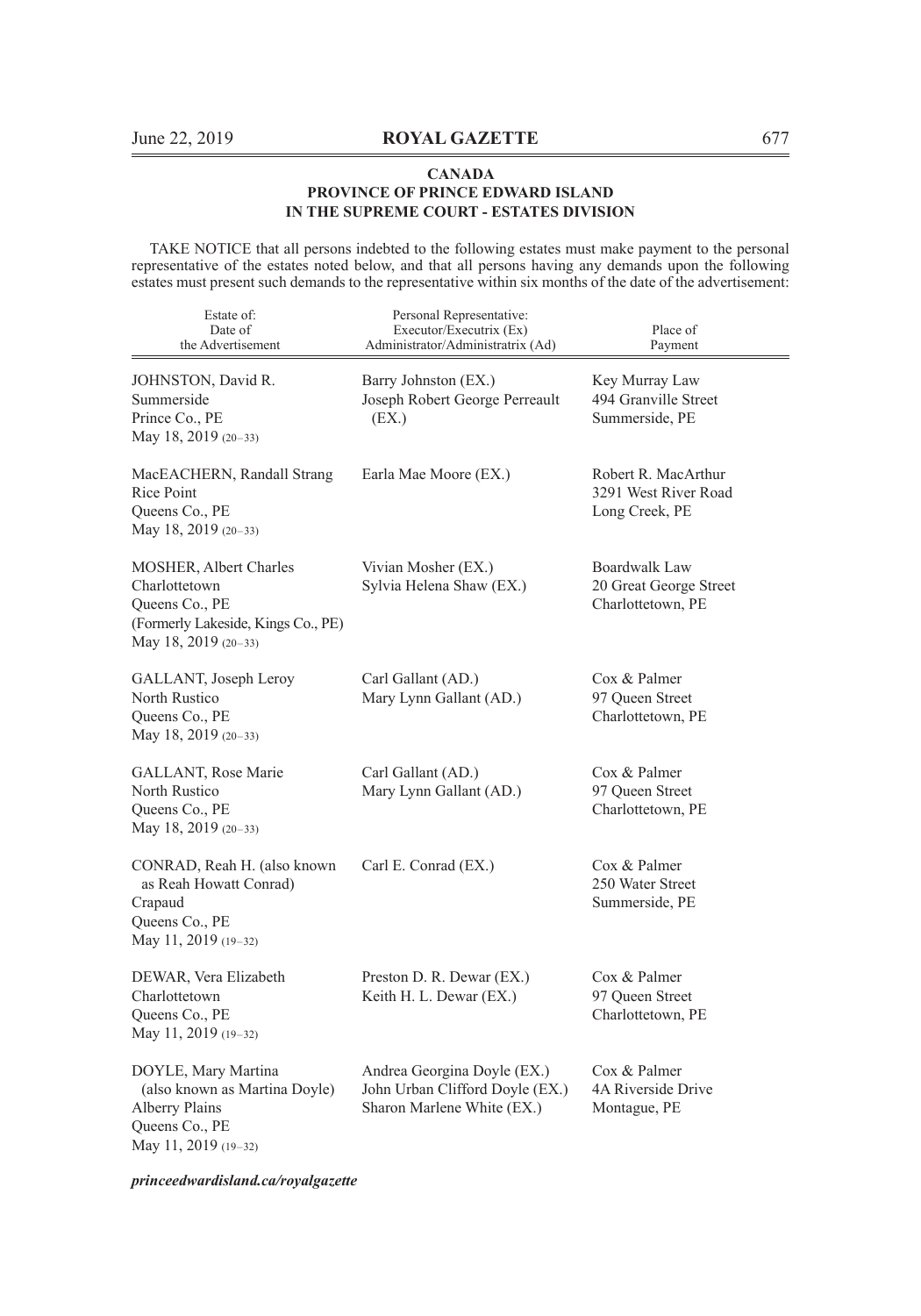**CANADA**
**PROVINCE OF PRINCE EDWARD ISLAND**
**IN THE SUPREME COURT - ESTATES DIVISION**

TAKE NOTICE that all persons indebted to the following estates must make payment to the personal representative of the estates noted below, and that all persons having any demands upon the following estates must present such demands to the representative within six months of the date of the advertisement:

| Estate of: Date of the Advertisement | Personal Representative: Executor/Executrix (Ex) Administrator/Administratrix (Ad) | Place of Payment |
|---|---|---|
| JOHNSTON, David R.<br>Summerside<br>Prince Co., PE<br>May 18, 2019 (20–33) | Barry Johnston (EX.)<br>Joseph Robert George Perreault (EX.) | Key Murray Law<br>494 Granville Street<br>Summerside, PE |
| MacEACHERN, Randall Strang<br>Rice Point<br>Queens Co., PE<br>May 18, 2019 (20–33) | Earla Mae Moore (EX.) | Robert R. MacArthur<br>3291 West River Road<br>Long Creek, PE |
| MOSHER, Albert Charles<br>Charlottetown<br>Queens Co., PE<br>(Formerly Lakeside, Kings Co., PE)<br>May 18, 2019 (20–33) | Vivian Mosher (EX.)<br>Sylvia Helena Shaw (EX.) | Boardwalk Law<br>20 Great George Street<br>Charlottetown, PE |
| GALLANT, Joseph Leroy<br>North Rustico<br>Queens Co., PE<br>May 18, 2019 (20–33) | Carl Gallant (AD.)<br>Mary Lynn Gallant (AD.) | Cox & Palmer<br>97 Queen Street<br>Charlottetown, PE |
| GALLANT, Rose Marie<br>North Rustico<br>Queens Co., PE<br>May 18, 2019 (20–33) | Carl Gallant (AD.)<br>Mary Lynn Gallant (AD.) | Cox & Palmer<br>97 Queen Street<br>Charlottetown, PE |
| CONRAD, Reah H. (also known as Reah Howatt Conrad)<br>Crapaud<br>Queens Co., PE<br>May 11, 2019 (19–32) | Carl E. Conrad (EX.) | Cox & Palmer<br>250 Water Street<br>Summerside, PE |
| DEWAR, Vera Elizabeth<br>Charlottetown<br>Queens Co., PE<br>May 11, 2019 (19–32) | Preston D. R. Dewar (EX.)<br>Keith H. L. Dewar (EX.) | Cox & Palmer<br>97 Queen Street<br>Charlottetown, PE |
| DOYLE, Mary Martina (also known as Martina Doyle)<br>Alberry Plains<br>Queens Co., PE<br>May 11, 2019 (19–32) | Andrea Georgina Doyle (EX.)<br>John Urban Clifford Doyle (EX.)<br>Sharon Marlene White (EX.) | Cox & Palmer<br>4A Riverside Drive<br>Montague, PE |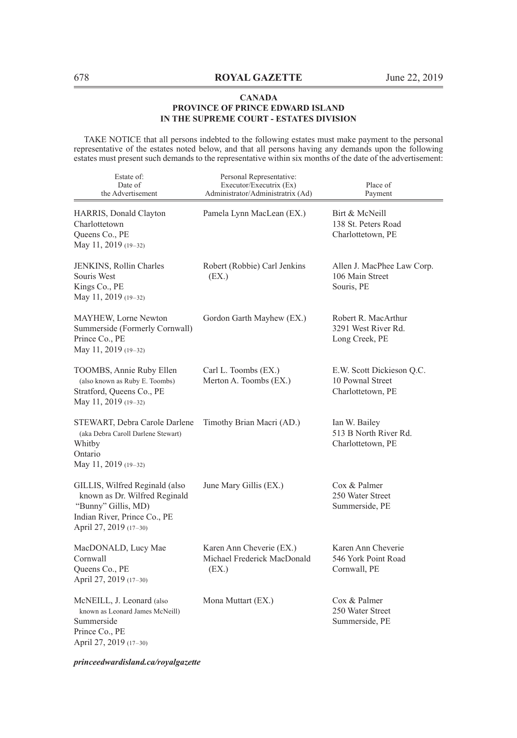**CANADA**
**PROVINCE OF PRINCE EDWARD ISLAND**
**IN THE SUPREME COURT - ESTATES DIVISION**

TAKE NOTICE that all persons indebted to the following estates must make payment to the personal representative of the estates noted below, and that all persons having any demands upon the following estates must present such demands to the representative within six months of the date of the advertisement:

| Estate of: Date of the Advertisement | Personal Representative: Executor/Executrix (Ex) Administrator/Administratrix (Ad) | Place of Payment |
|---|---|---|
| HARRIS, Donald Clayton<br>Charlottetown<br>Queens Co., PE<br>May 11, 2019 (19–32) | Pamela Lynn MacLean (EX.) | Birt & McNeill<br>138 St. Peters Road<br>Charlottetown, PE |
| JENKINS, Rollin Charles<br>Souris West<br>Kings Co., PE<br>May 11, 2019 (19–32) | Robert (Robbie) Carl Jenkins (EX.) | Allen J. MacPhee Law Corp.<br>106 Main Street<br>Souris, PE |
| MAYHEW, Lorne Newton<br>Summerside (Formerly Cornwall)<br>Prince Co., PE<br>May 11, 2019 (19–32) | Gordon Garth Mayhew (EX.) | Robert R. MacArthur<br>3291 West River Rd.<br>Long Creek, PE |
| TOOMBS, Annie Ruby Ellen<br>(also known as Ruby E. Toombs)<br>Stratford, Queens Co., PE<br>May 11, 2019 (19–32) | Carl L. Toombs (EX.)<br>Merton A. Toombs (EX.) | E.W. Scott Dickieson Q.C.<br>10 Pownal Street<br>Charlottetown, PE |
| STEWART, Debra Carole Darlene<br>(aka Debra Caroll Darlene Stewart)<br>Whitby<br>Ontario<br>May 11, 2019 (19–32) | Timothy Brian Macri (AD.) | Ian W. Bailey<br>513 B North River Rd.<br>Charlottetown, PE |
| GILLIS, Wilfred Reginald (also known as Dr. Wilfred Reginald "Bunny" Gillis, MD)<br>Indian River, Prince Co., PE<br>April 27, 2019 (17–30) | June Mary Gillis (EX.) | Cox & Palmer<br>250 Water Street<br>Summerside, PE |
| MacDONALD, Lucy Mae<br>Cornwall<br>Queens Co., PE<br>April 27, 2019 (17–30) | Karen Ann Cheverie (EX.)<br>Michael Frederick MacDonald (EX.) | Karen Ann Cheverie<br>546 York Point Road<br>Cornwall, PE |
| McNEILL, J. Leonard (also known as Leonard James McNeill)<br>Summerside<br>Prince Co., PE<br>April 27, 2019 (17–30) | Mona Muttart (EX.) | Cox & Palmer<br>250 Water Street<br>Summerside, PE |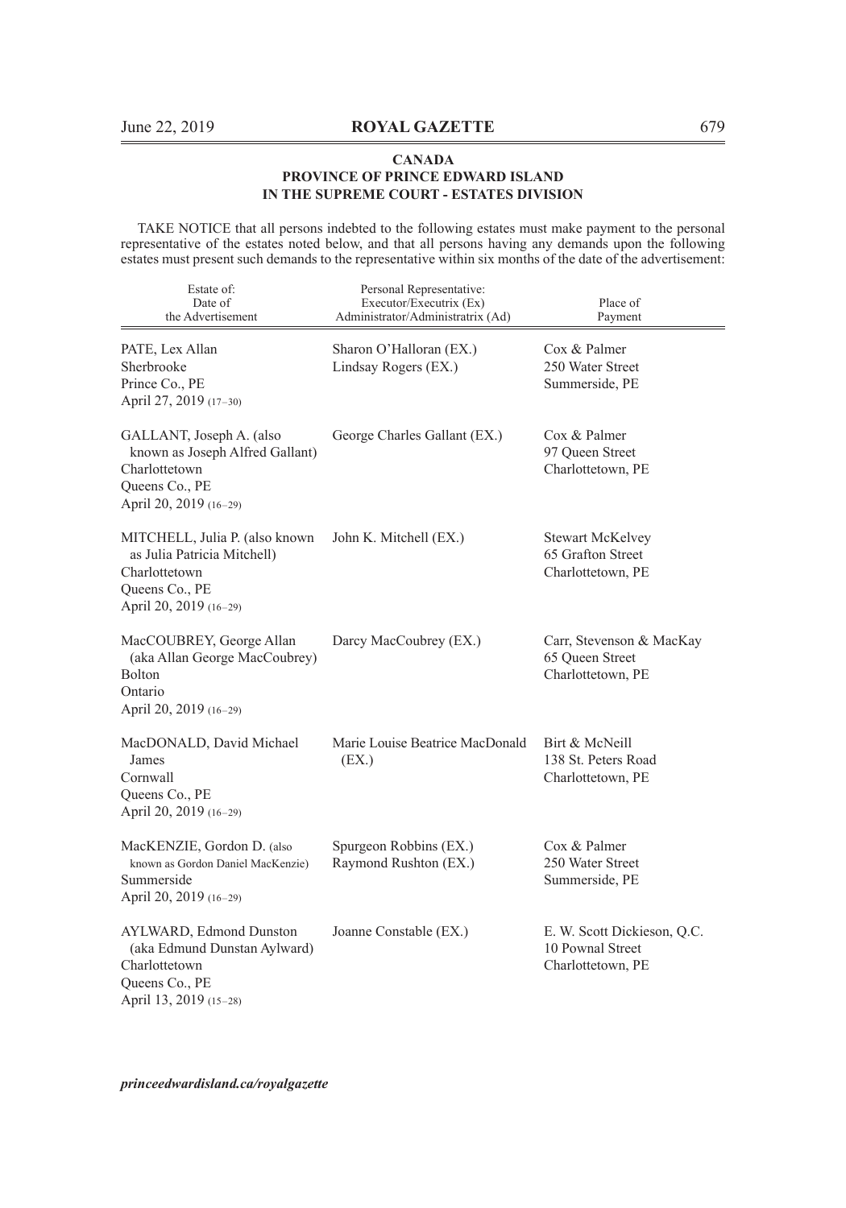**CANADA**
**PROVINCE OF PRINCE EDWARD ISLAND**
**IN THE SUPREME COURT - ESTATES DIVISION**

TAKE NOTICE that all persons indebted to the following estates must make payment to the personal representative of the estates noted below, and that all persons having any demands upon the following estates must present such demands to the representative within six months of the date of the advertisement:

| Estate of: Date of the Advertisement | Personal Representative: Executor/Executrix (Ex) Administrator/Administratrix (Ad) | Place of Payment |
|---|---|---|
| PATE, Lex Allan<br>Sherbrooke<br>Prince Co., PE<br>April 27, 2019 (17–30) | Sharon O'Halloran (EX.)<br>Lindsay Rogers (EX.) | Cox & Palmer<br>250 Water Street<br>Summerside, PE |
| GALLANT, Joseph A. (also known as Joseph Alfred Gallant)<br>Charlottetown<br>Queens Co., PE<br>April 20, 2019 (16–29) | George Charles Gallant (EX.) | Cox & Palmer<br>97 Queen Street<br>Charlottetown, PE |
| MITCHELL, Julia P. (also known as Julia Patricia Mitchell)<br>Charlottetown<br>Queens Co., PE<br>April 20, 2019 (16–29) | John K. Mitchell (EX.) | Stewart McKelvey<br>65 Grafton Street<br>Charlottetown, PE |
| MacCOUBREY, George Allan (aka Allan George MacCoubrey)<br>Bolton<br>Ontario<br>April 20, 2019 (16–29) | Darcy MacCoubrey (EX.) | Carr, Stevenson & MacKay<br>65 Queen Street<br>Charlottetown, PE |
| MacDONALD, David Michael James<br>Cornwall<br>Queens Co., PE<br>April 20, 2019 (16–29) | Marie Louise Beatrice MacDonald (EX.) | Birt & McNeill<br>138 St. Peters Road<br>Charlottetown, PE |
| MacKENZIE, Gordon D. (also known as Gordon Daniel MacKenzie)<br>Summerside<br>April 20, 2019 (16–29) | Spurgeon Robbins (EX.)<br>Raymond Rushton (EX.) | Cox & Palmer<br>250 Water Street<br>Summerside, PE |
| AYLWARD, Edmond Dunston (aka Edmund Dunstan Aylward)<br>Charlottetown<br>Queens Co., PE<br>April 13, 2019 (15–28) | Joanne Constable (EX.) | E. W. Scott Dickieson, Q.C.<br>10 Pownal Street<br>Charlottetown, PE |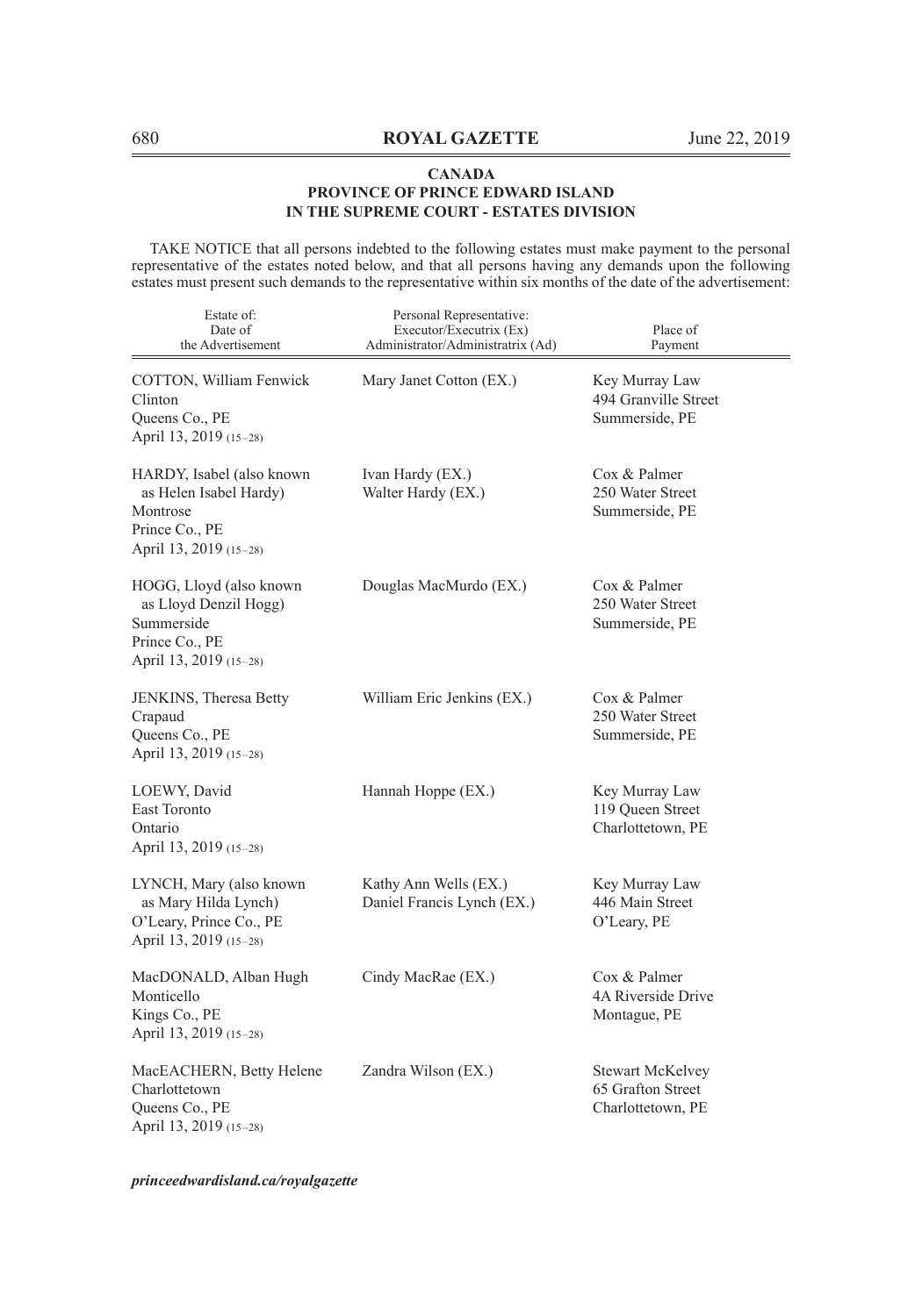**CANADA**
**PROVINCE OF PRINCE EDWARD ISLAND**
**IN THE SUPREME COURT - ESTATES DIVISION**

TAKE NOTICE that all persons indebted to the following estates must make payment to the personal representative of the estates noted below, and that all persons having any demands upon the following estates must present such demands to the representative within six months of the date of the advertisement:

| Estate of: Date of the Advertisement | Personal Representative: Executor/Executrix (Ex) Administrator/Administratrix (Ad) | Place of Payment |
|---|---|---|
| COTTON, William Fenwick<br>Clinton<br>Queens Co., PE<br>April 13, 2019 (15–28) | Mary Janet Cotton (EX.) | Key Murray Law<br>494 Granville Street<br>Summerside, PE |
| HARDY, Isabel (also known as Helen Isabel Hardy)<br>Montrose<br>Prince Co., PE<br>April 13, 2019 (15–28) | Ivan Hardy (EX.)<br>Walter Hardy (EX.) | Cox & Palmer<br>250 Water Street<br>Summerside, PE |
| HOGG, Lloyd (also known as Lloyd Denzil Hogg)<br>Summerside<br>Prince Co., PE<br>April 13, 2019 (15–28) | Douglas MacMurdo (EX.) | Cox & Palmer<br>250 Water Street<br>Summerside, PE |
| JENKINS, Theresa Betty<br>Crapaud<br>Queens Co., PE<br>April 13, 2019 (15–28) | William Eric Jenkins (EX.) | Cox & Palmer<br>250 Water Street<br>Summerside, PE |
| LOEWY, David<br>East Toronto<br>Ontario<br>April 13, 2019 (15–28) | Hannah Hoppe (EX.) | Key Murray Law<br>119 Queen Street<br>Charlottetown, PE |
| LYNCH, Mary (also known as Mary Hilda Lynch)<br>O'Leary, Prince Co., PE<br>April 13, 2019 (15–28) | Kathy Ann Wells (EX.)<br>Daniel Francis Lynch (EX.) | Key Murray Law<br>446 Main Street<br>O'Leary, PE |
| MacDONALD, Alban Hugh<br>Monticello<br>Kings Co., PE<br>April 13, 2019 (15–28) | Cindy MacRae (EX.) | Cox & Palmer<br>4A Riverside Drive<br>Montague, PE |
| MacEACHERN, Betty Helene<br>Charlottetown<br>Queens Co., PE<br>April 13, 2019 (15–28) | Zandra Wilson (EX.) | Stewart McKelvey<br>65 Grafton Street<br>Charlottetown, PE |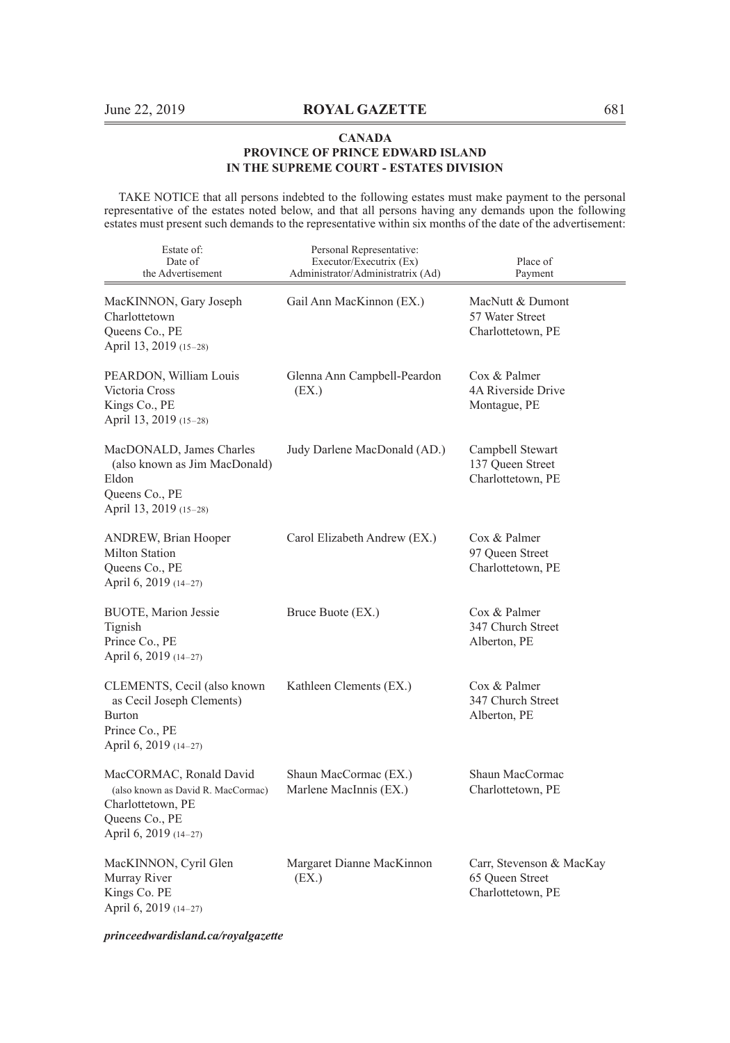**CANADA**
**PROVINCE OF PRINCE EDWARD ISLAND**
**IN THE SUPREME COURT - ESTATES DIVISION**

TAKE NOTICE that all persons indebted to the following estates must make payment to the personal representative of the estates noted below, and that all persons having any demands upon the following estates must present such demands to the representative within six months of the date of the advertisement:

| Estate of: Date of the Advertisement | Personal Representative: Executor/Executrix (Ex) Administrator/Administratrix (Ad) | Place of Payment |
|---|---|---|
| MacKINNON, Gary Joseph<br>Charlottetown<br>Queens Co., PE<br>April 13, 2019 (15–28) | Gail Ann MacKinnon (EX.) | MacNutt & Dumont<br>57 Water Street<br>Charlottetown, PE |
| PEARDON, William Louis<br>Victoria Cross<br>Kings Co., PE<br>April 13, 2019 (15–28) | Glenna Ann Campbell-Peardon (EX.) | Cox & Palmer<br>4A Riverside Drive<br>Montague, PE |
| MacDONALD, James Charles (also known as Jim MacDonald)<br>Eldon<br>Queens Co., PE<br>April 13, 2019 (15–28) | Judy Darlene MacDonald (AD.) | Campbell Stewart<br>137 Queen Street<br>Charlottetown, PE |
| ANDREW, Brian Hooper<br>Milton Station<br>Queens Co., PE<br>April 6, 2019 (14–27) | Carol Elizabeth Andrew (EX.) | Cox & Palmer<br>97 Queen Street<br>Charlottetown, PE |
| BUOTE, Marion Jessie<br>Tignish<br>Prince Co., PE<br>April 6, 2019 (14–27) | Bruce Buote (EX.) | Cox & Palmer<br>347 Church Street<br>Alberton, PE |
| CLEMENTS, Cecil (also known as Cecil Joseph Clements)<br>Burton<br>Prince Co., PE<br>April 6, 2019 (14–27) | Kathleen Clements (EX.) | Cox & Palmer<br>347 Church Street<br>Alberton, PE |
| MacCORMAC, Ronald David (also known as David R. MacCormac)<br>Charlottetown, PE<br>Queens Co., PE<br>April 6, 2019 (14–27) | Shaun MacCormac (EX.)<br>Marlene MacInnis (EX.) | Shaun MacCormac<br>Charlottetown, PE |
| MacKINNON, Cyril Glen<br>Murray River<br>Kings Co. PE<br>April 6, 2019 (14–27) | Margaret Dianne MacKinnon (EX.) | Carr, Stevenson & MacKay<br>65 Queen Street<br>Charlottetown, PE |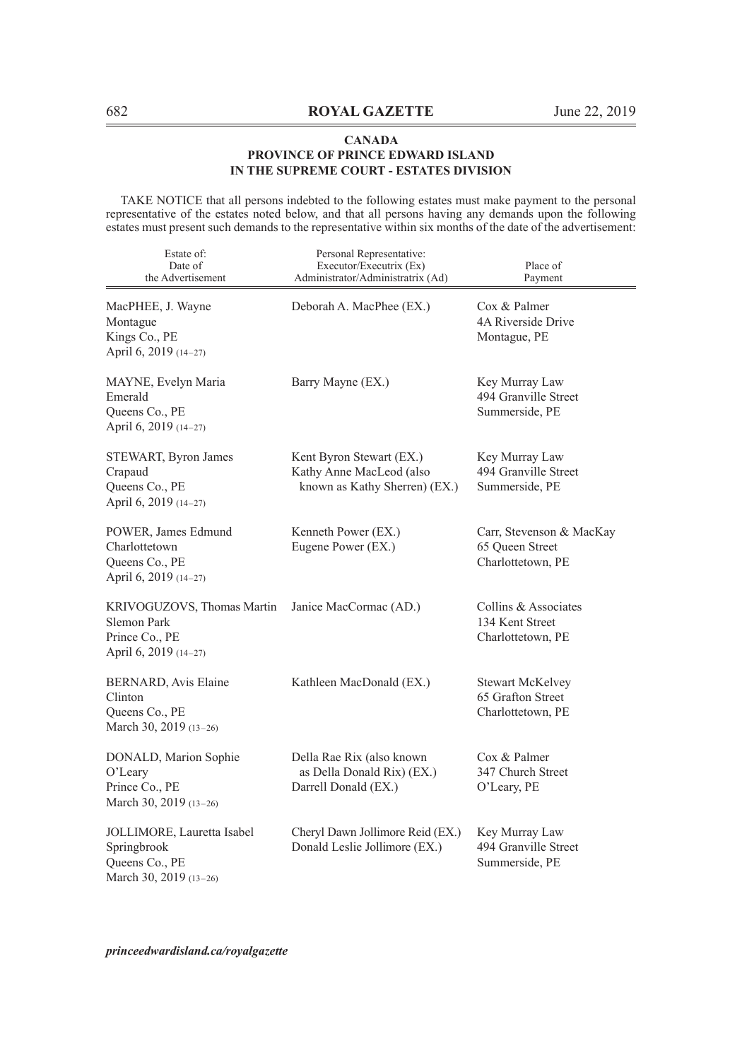**CANADA**
**PROVINCE OF PRINCE EDWARD ISLAND**
**IN THE SUPREME COURT - ESTATES DIVISION**

TAKE NOTICE that all persons indebted to the following estates must make payment to the personal representative of the estates noted below, and that all persons having any demands upon the following estates must present such demands to the representative within six months of the date of the advertisement:

| Estate of: Date of the Advertisement | Personal Representative: Executor/Executrix (Ex) Administrator/Administratrix (Ad) | Place of Payment |
|---|---|---|
| MacPHEE, J. Wayne<br>Montague<br>Kings Co., PE<br>April 6, 2019 (14–27) | Deborah A. MacPhee (EX.) | Cox & Palmer<br>4A Riverside Drive<br>Montague, PE |
| MAYNE, Evelyn Maria<br>Emerald<br>Queens Co., PE<br>April 6, 2019 (14–27) | Barry Mayne (EX.) | Key Murray Law<br>494 Granville Street<br>Summerside, PE |
| STEWART, Byron James<br>Crapaud<br>Queens Co., PE<br>April 6, 2019 (14–27) | Kent Byron Stewart (EX.)<br>Kathy Anne MacLeod (also known as Kathy Sherren) (EX.) | Key Murray Law<br>494 Granville Street<br>Summerside, PE |
| POWER, James Edmund<br>Charlottetown<br>Queens Co., PE<br>April 6, 2019 (14–27) | Kenneth Power (EX.)<br>Eugene Power (EX.) | Carr, Stevenson & MacKay<br>65 Queen Street<br>Charlottetown, PE |
| KRIVOGUZOVS, Thomas Martin<br>Slemon Park<br>Prince Co., PE<br>April 6, 2019 (14–27) | Janice MacCormac (AD.) | Collins & Associates<br>134 Kent Street<br>Charlottetown, PE |
| BERNARD, Avis Elaine<br>Clinton<br>Queens Co., PE<br>March 30, 2019 (13–26) | Kathleen MacDonald (EX.) | Stewart McKelvey<br>65 Grafton Street<br>Charlottetown, PE |
| DONALD, Marion Sophie<br>O'Leary<br>Prince Co., PE<br>March 30, 2019 (13–26) | Della Rae Rix (also known as Della Donald Rix) (EX.)<br>Darrell Donald (EX.) | Cox & Palmer<br>347 Church Street<br>O'Leary, PE |
| JOLLIMORE, Lauretta Isabel<br>Springbrook<br>Queens Co., PE<br>March 30, 2019 (13–26) | Cheryl Dawn Jollimore Reid (EX.)<br>Donald Leslie Jollimore (EX.) | Key Murray Law<br>494 Granville Street<br>Summerside, PE |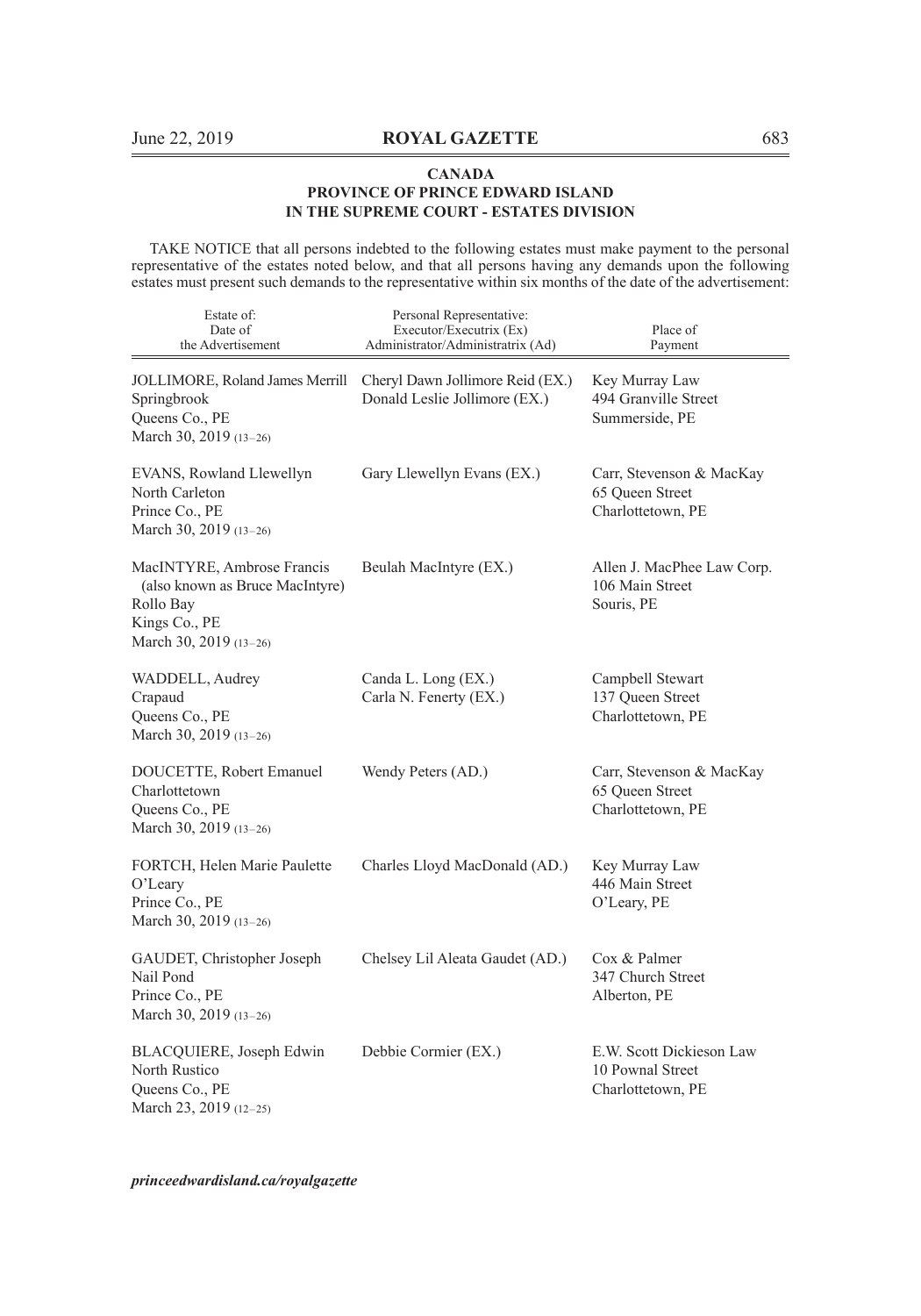**CANADA**
**PROVINCE OF PRINCE EDWARD ISLAND**
**IN THE SUPREME COURT - ESTATES DIVISION**

TAKE NOTICE that all persons indebted to the following estates must make payment to the personal representative of the estates noted below, and that all persons having any demands upon the following estates must present such demands to the representative within six months of the date of the advertisement:

| Estate of: Date of the Advertisement | Personal Representative: Executor/Executrix (Ex) Administrator/Administratrix (Ad) | Place of Payment |
|---|---|---|
| JOLLIMORE, Roland James Merrill<br>Springbrook<br>Queens Co., PE<br>March 30, 2019 (13–26) | Cheryl Dawn Jollimore Reid (EX.)<br>Donald Leslie Jollimore (EX.) | Key Murray Law<br>494 Granville Street<br>Summerside, PE |
| EVANS, Rowland Llewellyn<br>North Carleton<br>Prince Co., PE<br>March 30, 2019 (13–26) | Gary Llewellyn Evans (EX.) | Carr, Stevenson & MacKay<br>65 Queen Street<br>Charlottetown, PE |
| MacINTYRE, Ambrose Francis (also known as Bruce MacIntyre)<br>Rollo Bay<br>Kings Co., PE<br>March 30, 2019 (13–26) | Beulah MacIntyre (EX.) | Allen J. MacPhee Law Corp.<br>106 Main Street<br>Souris, PE |
| WADDELL, Audrey<br>Crapaud<br>Queens Co., PE<br>March 30, 2019 (13–26) | Canda L. Long (EX.)<br>Carla N. Fenerty (EX.) | Campbell Stewart<br>137 Queen Street<br>Charlottetown, PE |
| DOUCETTE, Robert Emanuel<br>Charlottetown<br>Queens Co., PE<br>March 30, 2019 (13–26) | Wendy Peters (AD.) | Carr, Stevenson & MacKay<br>65 Queen Street<br>Charlottetown, PE |
| FORTCH, Helen Marie Paulette<br>O'Leary<br>Prince Co., PE<br>March 30, 2019 (13–26) | Charles Lloyd MacDonald (AD.) | Key Murray Law<br>446 Main Street<br>O'Leary, PE |
| GAUDET, Christopher Joseph<br>Nail Pond<br>Prince Co., PE<br>March 30, 2019 (13–26) | Chelsey Lil Aleata Gaudet (AD.) | Cox & Palmer<br>347 Church Street<br>Alberton, PE |
| BLACQUIERE, Joseph Edwin<br>North Rustico<br>Queens Co., PE<br>March 23, 2019 (12–25) | Debbie Cormier (EX.) | E.W. Scott Dickieson Law<br>10 Pownal Street<br>Charlottetown, PE |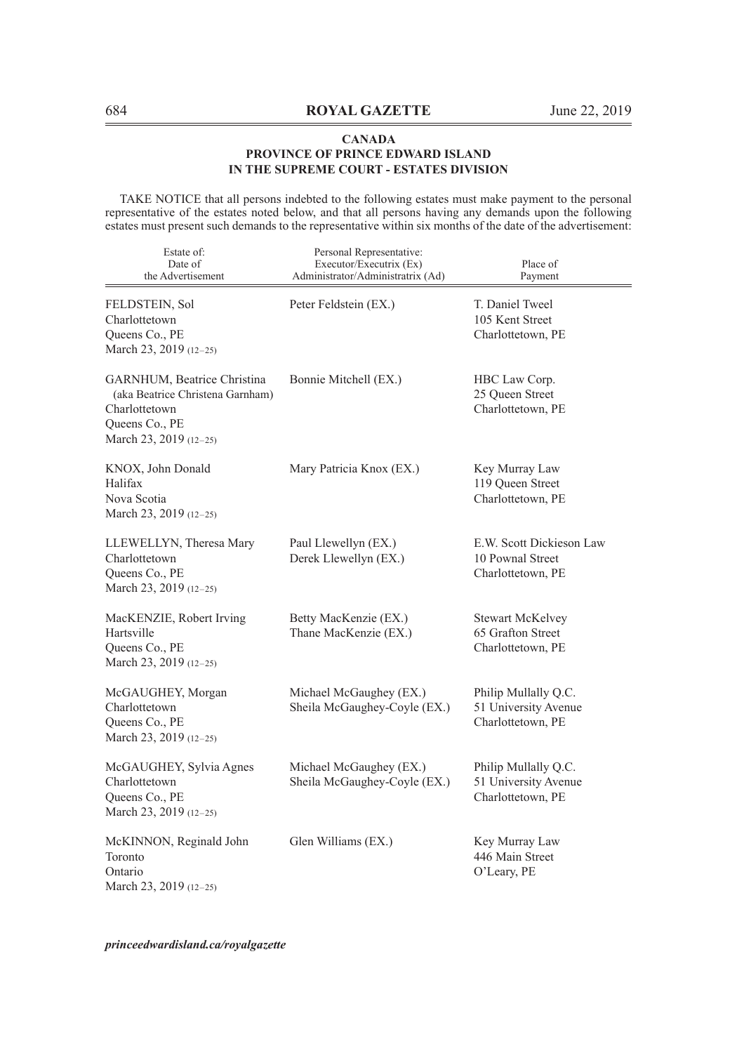**CANADA**
**PROVINCE OF PRINCE EDWARD ISLAND**
**IN THE SUPREME COURT - ESTATES DIVISION**

TAKE NOTICE that all persons indebted to the following estates must make payment to the personal representative of the estates noted below, and that all persons having any demands upon the following estates must present such demands to the representative within six months of the date of the advertisement:

| Estate of: Date of the Advertisement | Personal Representative: Executor/Executrix (Ex) Administrator/Administratrix (Ad) | Place of Payment |
|---|---|---|
| FELDSTEIN, Sol<br>Charlottetown<br>Queens Co., PE<br>March 23, 2019 (12–25) | Peter Feldstein (EX.) | T. Daniel Tweel<br>105 Kent Street<br>Charlottetown, PE |
| GARNHUM, Beatrice Christina<br>(aka Beatrice Christena Garnham)<br>Charlottetown<br>Queens Co., PE<br>March 23, 2019 (12–25) | Bonnie Mitchell (EX.) | HBC Law Corp.<br>25 Queen Street<br>Charlottetown, PE |
| KNOX, John Donald<br>Halifax<br>Nova Scotia<br>March 23, 2019 (12–25) | Mary Patricia Knox (EX.) | Key Murray Law<br>119 Queen Street<br>Charlottetown, PE |
| LLEWELLYN, Theresa Mary<br>Charlottetown<br>Queens Co., PE<br>March 23, 2019 (12–25) | Paul Llewellyn (EX.)<br>Derek Llewellyn (EX.) | E.W. Scott Dickieson Law<br>10 Pownal Street<br>Charlottetown, PE |
| MacKENZIE, Robert Irving<br>Hartsville<br>Queens Co., PE<br>March 23, 2019 (12–25) | Betty MacKenzie (EX.)<br>Thane MacKenzie (EX.) | Stewart McKelvey<br>65 Grafton Street<br>Charlottetown, PE |
| McGAUGHEY, Morgan<br>Charlottetown<br>Queens Co., PE<br>March 23, 2019 (12–25) | Michael McGaughey (EX.)<br>Sheila McGaughey-Coyle (EX.) | Philip Mullally Q.C.<br>51 University Avenue<br>Charlottetown, PE |
| McGAUGHEY, Sylvia Agnes<br>Charlottetown<br>Queens Co., PE<br>March 23, 2019 (12–25) | Michael McGaughey (EX.)<br>Sheila McGaughey-Coyle (EX.) | Philip Mullally Q.C.<br>51 University Avenue<br>Charlottetown, PE |
| McKINNON, Reginald John<br>Toronto<br>Ontario<br>March 23, 2019 (12–25) | Glen Williams (EX.) | Key Murray Law<br>446 Main Street<br>O'Leary, PE |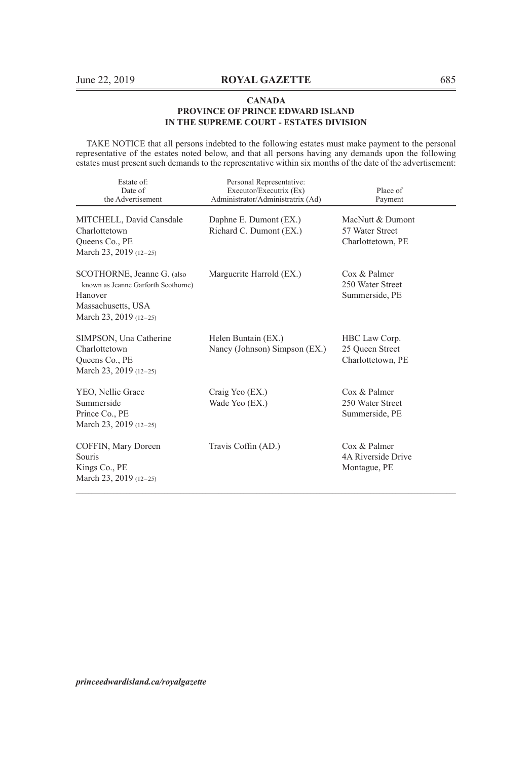**CANADA**
**PROVINCE OF PRINCE EDWARD ISLAND**
**IN THE SUPREME COURT - ESTATES DIVISION**

TAKE NOTICE that all persons indebted to the following estates must make payment to the personal representative of the estates noted below, and that all persons having any demands upon the following estates must present such demands to the representative within six months of the date of the advertisement:

| Estate of: Date of the Advertisement | Personal Representative: Executor/Executrix (Ex) Administrator/Administratrix (Ad) | Place of Payment |
|---|---|---|
| MITCHELL, David Cansdale<br>Charlottetown<br>Queens Co., PE<br>March 23, 2019 (12–25) | Daphne E. Dumont (EX.)<br>Richard C. Dumont (EX.) | MacNutt & Dumont<br>57 Water Street<br>Charlottetown, PE |
| SCOTHORNE, Jeanne G. (also known as Jeanne Garforth Scothorne)<br>Hanover<br>Massachusetts, USA<br>March 23, 2019 (12–25) | Marguerite Harrold (EX.) | Cox & Palmer<br>250 Water Street<br>Summerside, PE |
| SIMPSON, Una Catherine<br>Charlottetown<br>Queens Co., PE<br>March 23, 2019 (12–25) | Helen Buntain (EX.)<br>Nancy (Johnson) Simpson (EX.) | HBC Law Corp.<br>25 Queen Street<br>Charlottetown, PE |
| YEO, Nellie Grace<br>Summerside<br>Prince Co., PE<br>March 23, 2019 (12–25) | Craig Yeo (EX.)<br>Wade Yeo (EX.) | Cox & Palmer<br>250 Water Street<br>Summerside, PE |
| COFFIN, Mary Doreen<br>Souris<br>Kings Co., PE<br>March 23, 2019 (12–25) | Travis Coffin (AD.) | Cox & Palmer<br>4A Riverside Drive<br>Montague, PE |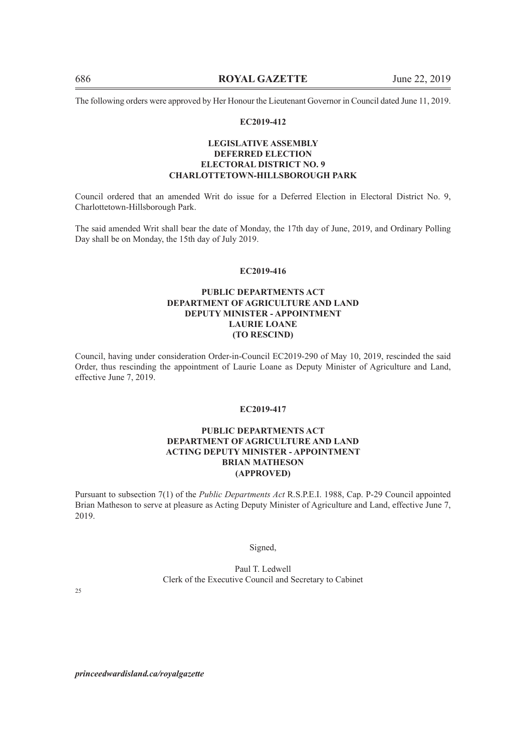The following orders were approved by Her Honour the Lieutenant Governor in Council dated June 11, 2019.

**EC2019-412**

**LEGISLATIVE ASSEMBLY**
**DEFERRED ELECTION**
**ELECTORAL DISTRICT NO. 9**
**CHARLOTTETOWN-HILLSBOROUGH PARK**

Council ordered that an amended Writ do issue for a Deferred Election in Electoral District No. 9, Charlottetown-Hillsborough Park.

The said amended Writ shall bear the date of Monday, the 17th day of June, 2019, and Ordinary Polling Day shall be on Monday, the 15th day of July 2019.

**EC2019-416**

**PUBLIC DEPARTMENTS ACT**
**DEPARTMENT OF AGRICULTURE AND LAND**
**DEPUTY MINISTER - APPOINTMENT**
**LAURIE LOANE**
**(TO RESCIND)**

Council, having under consideration Order-in-Council EC2019-290 of May 10, 2019, rescinded the said Order, thus rescinding the appointment of Laurie Loane as Deputy Minister of Agriculture and Land, effective June 7, 2019.

**EC2019-417**

**PUBLIC DEPARTMENTS ACT**
**DEPARTMENT OF AGRICULTURE AND LAND**
**ACTING DEPUTY MINISTER - APPOINTMENT**
**BRIAN MATHESON**
**(APPROVED)**

Pursuant to subsection 7(1) of the *Public Departments Act* R.S.P.E.I. 1988, Cap. P-29 Council appointed Brian Matheson to serve at pleasure as Acting Deputy Minister of Agriculture and Land, effective June 7, 2019.

Signed,

Paul T. Ledwell
Clerk of the Executive Council and Secretary to Cabinet

25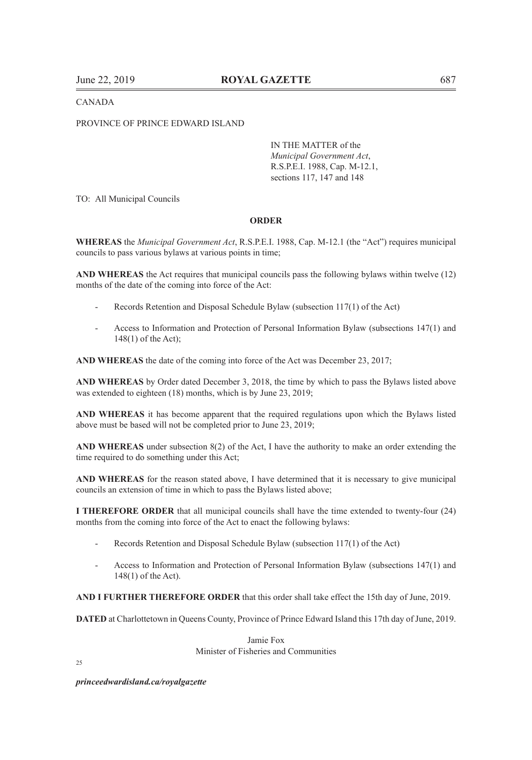CANADA

PROVINCE OF PRINCE EDWARD ISLAND

IN THE MATTER of the *Municipal Government Act*, R.S.P.E.I. 1988, Cap. M-12.1, sections 117, 147 and 148

TO: All Municipal Councils

**ORDER**

**WHEREAS** the *Municipal Government Act*, R.S.P.E.I. 1988, Cap. M-12.1 (the "Act") requires municipal councils to pass various bylaws at various points in time;

**AND WHEREAS** the Act requires that municipal councils pass the following bylaws within twelve (12) months of the date of the coming into force of the Act:

- Records Retention and Disposal Schedule Bylaw (subsection 117(1) of the Act)
- Access to Information and Protection of Personal Information Bylaw (subsections 147(1) and 148(1) of the Act);

**AND WHEREAS** the date of the coming into force of the Act was December 23, 2017;

**AND WHEREAS** by Order dated December 3, 2018, the time by which to pass the Bylaws listed above was extended to eighteen (18) months, which is by June 23, 2019;

**AND WHEREAS** it has become apparent that the required regulations upon which the Bylaws listed above must be based will not be completed prior to June 23, 2019;

**AND WHEREAS** under subsection 8(2) of the Act, I have the authority to make an order extending the time required to do something under this Act;

**AND WHEREAS** for the reason stated above, I have determined that it is necessary to give municipal councils an extension of time in which to pass the Bylaws listed above;

**I THEREFORE ORDER** that all municipal councils shall have the time extended to twenty-four (24) months from the coming into force of the Act to enact the following bylaws:

- Records Retention and Disposal Schedule Bylaw (subsection 117(1) of the Act)
- Access to Information and Protection of Personal Information Bylaw (subsections 147(1) and 148(1) of the Act).

**AND I FURTHER THEREFORE ORDER** that this order shall take effect the 15th day of June, 2019.

**DATED** at Charlottetown in Queens County, Province of Prince Edward Island this 17th day of June, 2019.

Jamie Fox
Minister of Fisheries and Communities

25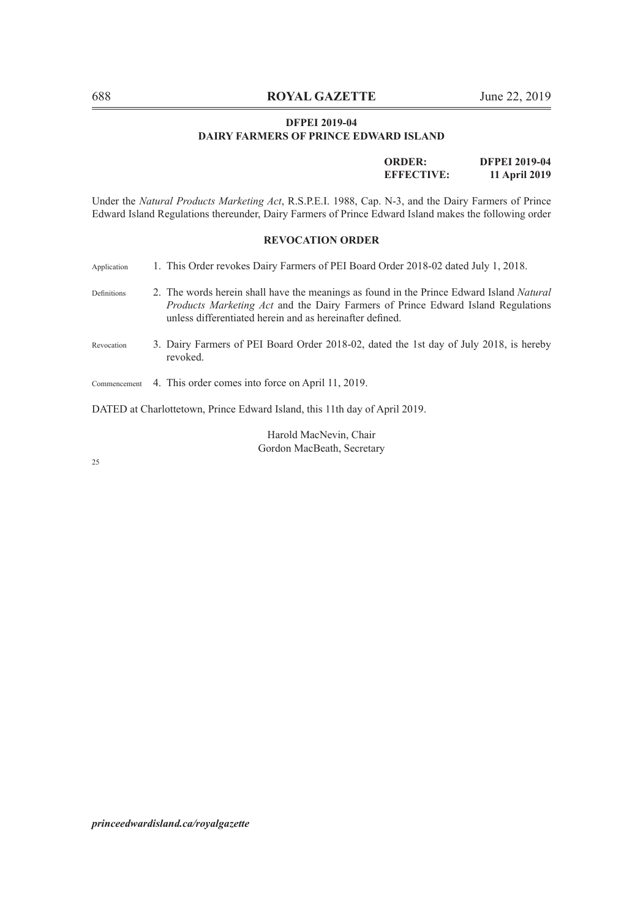**DFPEI 2019-04**
**DAIRY FARMERS OF PRINCE EDWARD ISLAND**

| | |
|---|---|
| **ORDER:** | **DFPEI 2019-04** |
| **EFFECTIVE:** | **11 April 2019** |

Under the *Natural Products Marketing Act*, R.S.P.E.I. 1988, Cap. N-3, and the Dairy Farmers of Prince Edward Island Regulations thereunder, Dairy Farmers of Prince Edward Island makes the following order

**REVOCATION ORDER**

Application 1. This Order revokes Dairy Farmers of PEI Board Order 2018-02 dated July 1, 2018.

Definitions 2. The words herein shall have the meanings as found in the Prince Edward Island *Natural Products Marketing Act* and the Dairy Farmers of Prince Edward Island Regulations unless differentiated herein and as hereinafter defined.

Revocation 3. Dairy Farmers of PEI Board Order 2018-02, dated the 1st day of July 2018, is hereby revoked.

Commencement 4. This order comes into force on April 11, 2019.

DATED at Charlottetown, Prince Edward Island, this 11th day of April 2019.

Harold MacNevin, Chair
Gordon MacBeath, Secretary

25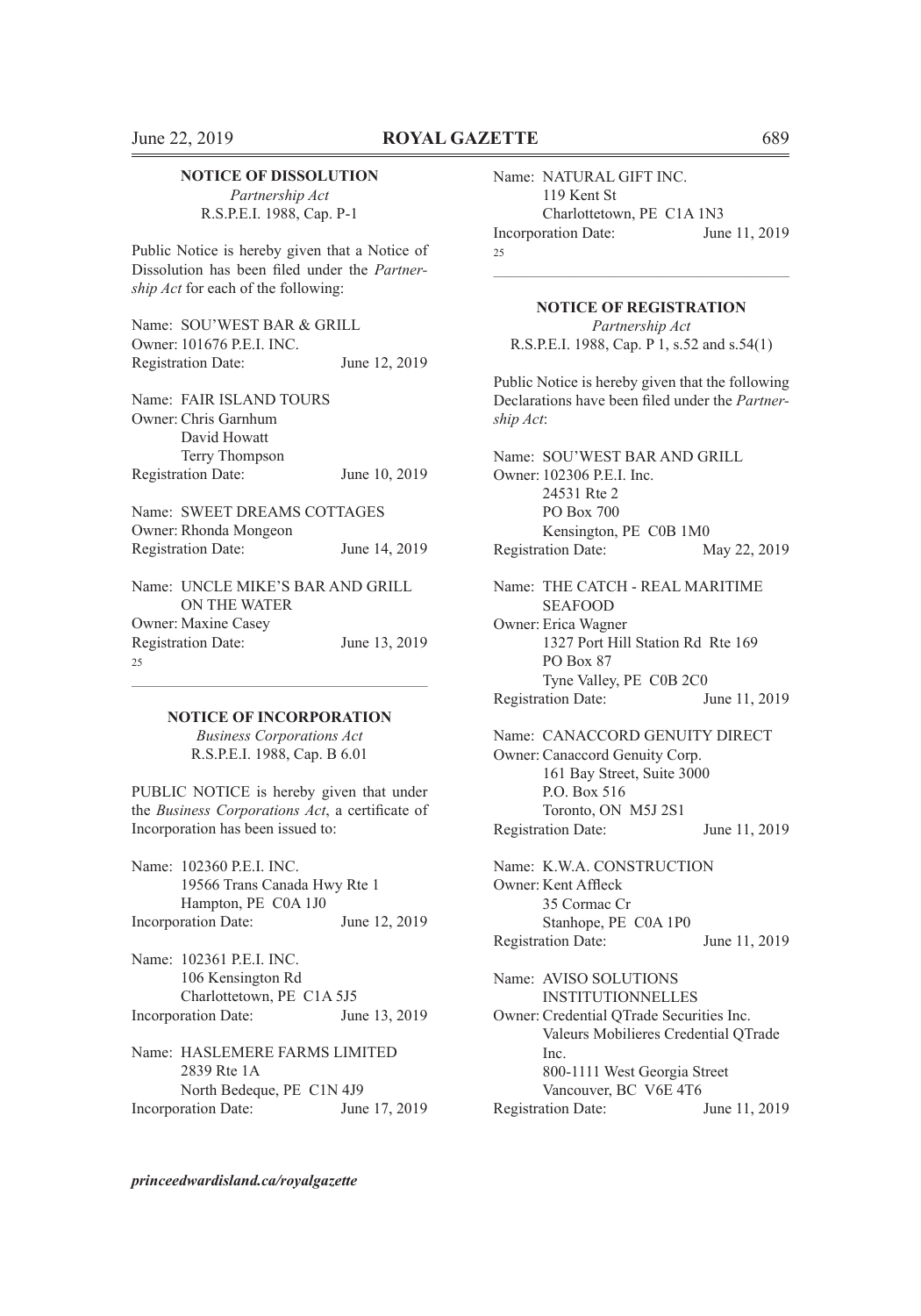**NOTICE OF DISSOLUTION**
*Partnership Act*
R.S.P.E.I. 1988, Cap. P-1

Public Notice is hereby given that a Notice of Dissolution has been filed under the *Partnership Act* for each of the following:

Name: SOU'WEST BAR & GRILL
Owner: 101676 P.E.I. INC.
Registration Date: June 12, 2019

Name: FAIR ISLAND TOURS
Owner: Chris Garnhum
David Howatt
Terry Thompson
Registration Date: June 10, 2019

Name: SWEET DREAMS COTTAGES
Owner: Rhonda Mongeon
Registration Date: June 14, 2019

Name: UNCLE MIKE'S BAR AND GRILL ON THE WATER
Owner: Maxine Casey
Registration Date: June 13, 2019

25

---

**NOTICE OF INCORPORATION**
*Business Corporations Act*
R.S.P.E.I. 1988, Cap. B 6.01

PUBLIC NOTICE is hereby given that under the *Business Corporations Act*, a certificate of Incorporation has been issued to:

Name: 102360 P.E.I. INC.
19566 Trans Canada Hwy Rte 1
Hampton, PE C0A 1J0
Incorporation Date: June 12, 2019

Name: 102361 P.E.I. INC.
106 Kensington Rd
Charlottetown, PE C1A 5J5
Incorporation Date: June 13, 2019

Name: HASLEMERE FARMS LIMITED
2839 Rte 1A
North Bedeque, PE C1N 4J9
Incorporation Date: June 17, 2019

Name: NATURAL GIFT INC.
119 Kent St
Charlottetown, PE C1A 1N3
Incorporation Date: June 11, 2019

25

---

**NOTICE OF REGISTRATION**
*Partnership Act*
R.S.P.E.I. 1988, Cap. P 1, s.52 and s.54(1)

Public Notice is hereby given that the following Declarations have been filed under the *Partnership Act*:

Name: SOU'WEST BAR AND GRILL
Owner: 102306 P.E.I. Inc.
24531 Rte 2
PO Box 700
Kensington, PE C0B 1M0
Registration Date: May 22, 2019

Name: THE CATCH - REAL MARITIME SEAFOOD
Owner: Erica Wagner
1327 Port Hill Station Rd Rte 169
PO Box 87
Tyne Valley, PE C0B 2C0
Registration Date: June 11, 2019

Name: CANACCORD GENUITY DIRECT
Owner: Canaccord Genuity Corp.
161 Bay Street, Suite 3000
P.O. Box 516
Toronto, ON M5J 2S1
Registration Date: June 11, 2019

Name: K.W.A. CONSTRUCTION
Owner: Kent Affleck
35 Cormac Cr
Stanhope, PE C0A 1P0
Registration Date: June 11, 2019

Name: AVISO SOLUTIONS INSTITUTIONNELLES
Owner: Credential QTrade Securities Inc.
Valeurs Mobilieres Credential QTrade Inc.
800-1111 West Georgia Street
Vancouver, BC V6E 4T6
Registration Date: June 11, 2019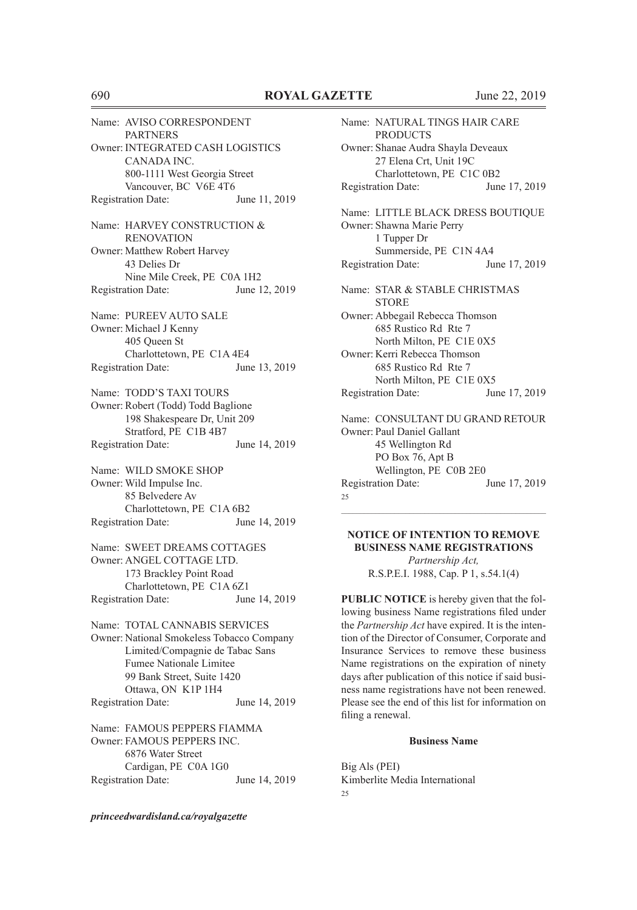Name: AVISO CORRESPONDENT PARTNERS
Owner: INTEGRATED CASH LOGISTICS CANADA INC.
800-1111 West Georgia Street
Vancouver, BC V6E 4T6
Registration Date: June 11, 2019

Name: HARVEY CONSTRUCTION & RENOVATION
Owner: Matthew Robert Harvey
43 Delies Dr
Nine Mile Creek, PE C0A 1H2
Registration Date: June 12, 2019

Name: PUREEV AUTO SALE
Owner: Michael J Kenny
405 Queen St
Charlottetown, PE C1A 4E4
Registration Date: June 13, 2019

Name: TODD'S TAXI TOURS
Owner: Robert (Todd) Todd Baglione
198 Shakespeare Dr, Unit 209
Stratford, PE C1B 4B7
Registration Date: June 14, 2019

Name: WILD SMOKE SHOP
Owner: Wild Impulse Inc.
85 Belvedere Av
Charlottetown, PE C1A 6B2
Registration Date: June 14, 2019

Name: SWEET DREAMS COTTAGES
Owner: ANGEL COTTAGE LTD.
173 Brackley Point Road
Charlottetown, PE C1A 6Z1
Registration Date: June 14, 2019

Name: TOTAL CANNABIS SERVICES
Owner: National Smokeless Tobacco Company Limited/Compagnie de Tabac Sans Fumee Nationale Limitee
99 Bank Street, Suite 1420
Ottawa, ON K1P 1H4
Registration Date: June 14, 2019

Name: FAMOUS PEPPERS FIAMMA
Owner: FAMOUS PEPPERS INC.
6876 Water Street
Cardigan, PE C0A 1G0
Registration Date: June 14, 2019

Name: NATURAL TINGS HAIR CARE PRODUCTS
Owner: Shanae Audra Shayla Deveaux
27 Elena Crt, Unit 19C
Charlottetown, PE C1C 0B2
Registration Date: June 17, 2019

Name: LITTLE BLACK DRESS BOUTIQUE
Owner: Shawna Marie Perry
1 Tupper Dr
Summerside, PE C1N 4A4
Registration Date: June 17, 2019

Name: STAR & STABLE CHRISTMAS STORE
Owner: Abbegail Rebecca Thomson
685 Rustico Rd Rte 7
North Milton, PE C1E 0X5
Owner: Kerri Rebecca Thomson
685 Rustico Rd Rte 7
North Milton, PE C1E 0X5
Registration Date: June 17, 2019

Name: CONSULTANT DU GRAND RETOUR
Owner: Paul Daniel Gallant
45 Wellington Rd
PO Box 76, Apt B
Wellington, PE C0B 2E0
Registration Date: June 17, 2019

25

---

## NOTICE OF INTENTION TO REMOVE BUSINESS NAME REGISTRATIONS

*Partnership Act,*
R.S.P.E.I. 1988, Cap. P 1, s.54.1(4)

**PUBLIC NOTICE** is hereby given that the following business Name registrations filed under the *Partnership Act* have expired. It is the intention of the Director of Consumer, Corporate and Insurance Services to remove these business Name registrations on the expiration of ninety days after publication of this notice if said business name registrations have not been renewed. Please see the end of this list for information on filing a renewal.

**Business Name**

Big Als (PEI)
Kimberlite Media International

25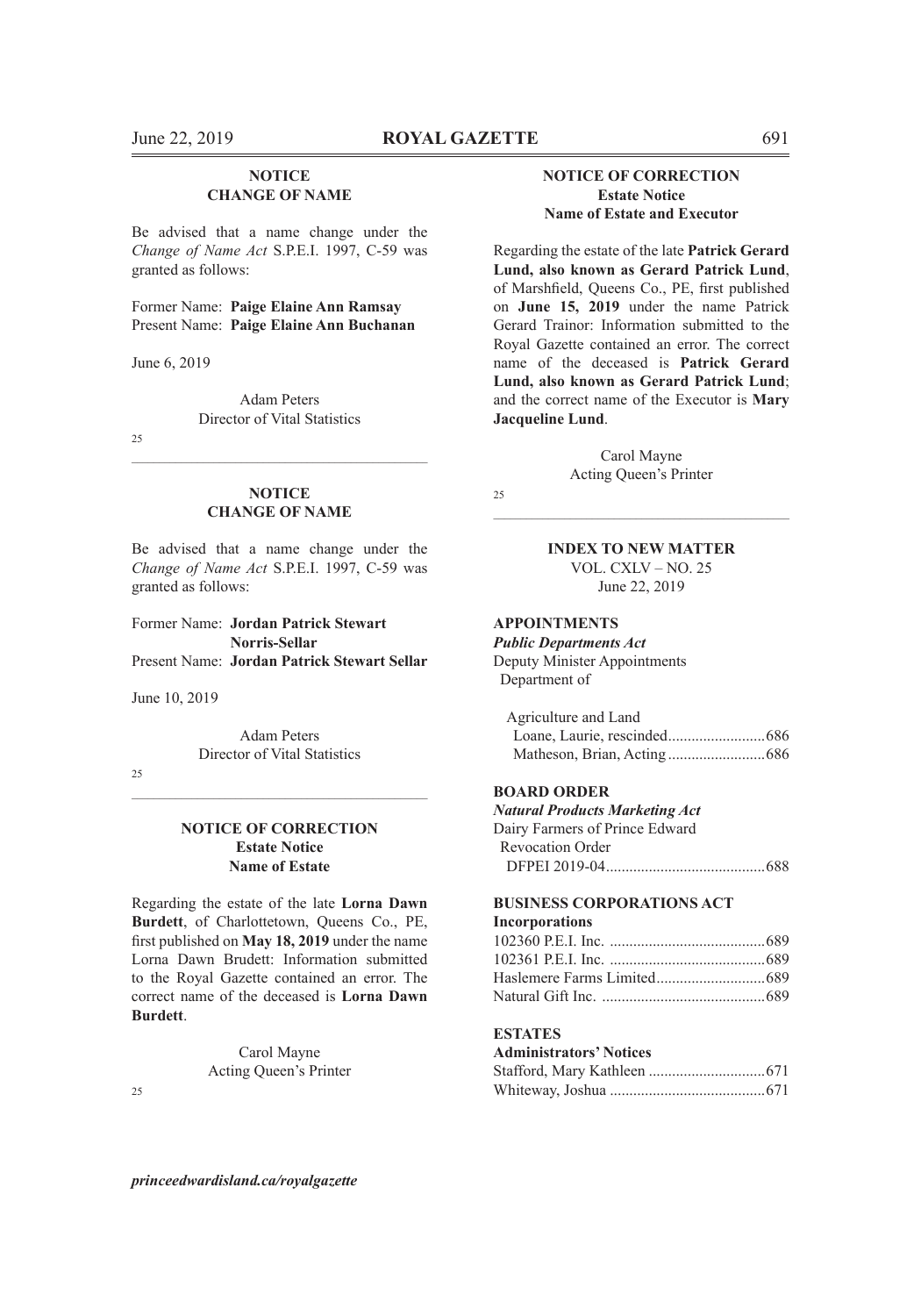**NOTICE**
**CHANGE OF NAME**

Be advised that a name change under the *Change of Name Act* S.P.E.I. 1997, C-59 was granted as follows:

Former Name: **Paige Elaine Ann Ramsay**
Present Name: **Paige Elaine Ann Buchanan**

June 6, 2019

Adam Peters
Director of Vital Statistics

25

---

**NOTICE**
**CHANGE OF NAME**

Be advised that a name change under the *Change of Name Act* S.P.E.I. 1997, C-59 was granted as follows:

Former Name: **Jordan Patrick Stewart Norris-Sellar**
Present Name: **Jordan Patrick Stewart Sellar**

June 10, 2019

Adam Peters
Director of Vital Statistics

25

---

**NOTICE OF CORRECTION**
**Estate Notice**
**Name of Estate**

Regarding the estate of the late **Lorna Dawn Burdett**, of Charlottetown, Queens Co., PE, first published on **May 18, 2019** under the name Lorna Dawn Brudett: Information submitted to the Royal Gazette contained an error. The correct name of the deceased is **Lorna Dawn Burdett**.

Carol Mayne
Acting Queen's Printer

25

---

**NOTICE OF CORRECTION**
**Estate Notice**
**Name of Estate and Executor**

Regarding the estate of the late **Patrick Gerard Lund, also known as Gerard Patrick Lund**, of Marshfield, Queens Co., PE, first published on **June 15, 2019** under the name Patrick Gerard Trainor: Information submitted to the Royal Gazette contained an error. The correct name of the deceased is **Patrick Gerard Lund, also known as Gerard Patrick Lund**; and the correct name of the Executor is **Mary Jacqueline Lund**.

Carol Mayne
Acting Queen's Printer

25

---

**INDEX TO NEW MATTER**
VOL. CXLV – NO. 25
June 22, 2019

**APPOINTMENTS**
***Public Departments Act***
Deputy Minister Appointments
Department of

Agriculture and Land
Loane, Laurie, rescinded ......................... 686
Matheson, Brian, Acting ......................... 686

**BOARD ORDER**
***Natural Products Marketing Act***
Dairy Farmers of Prince Edward
Revocation Order
DFPEI 2019-04 ......................................... 688

**BUSINESS CORPORATIONS ACT**
**Incorporations**
102360 P.E.I. Inc. ........................................ 689
102361 P.E.I. Inc. ........................................ 689
Haslemere Farms Limited ............................ 689
Natural Gift Inc. .......................................... 689

**ESTATES**
**Administrators' Notices**
Stafford, Mary Kathleen .............................. 671
Whiteway, Joshua ........................................ 671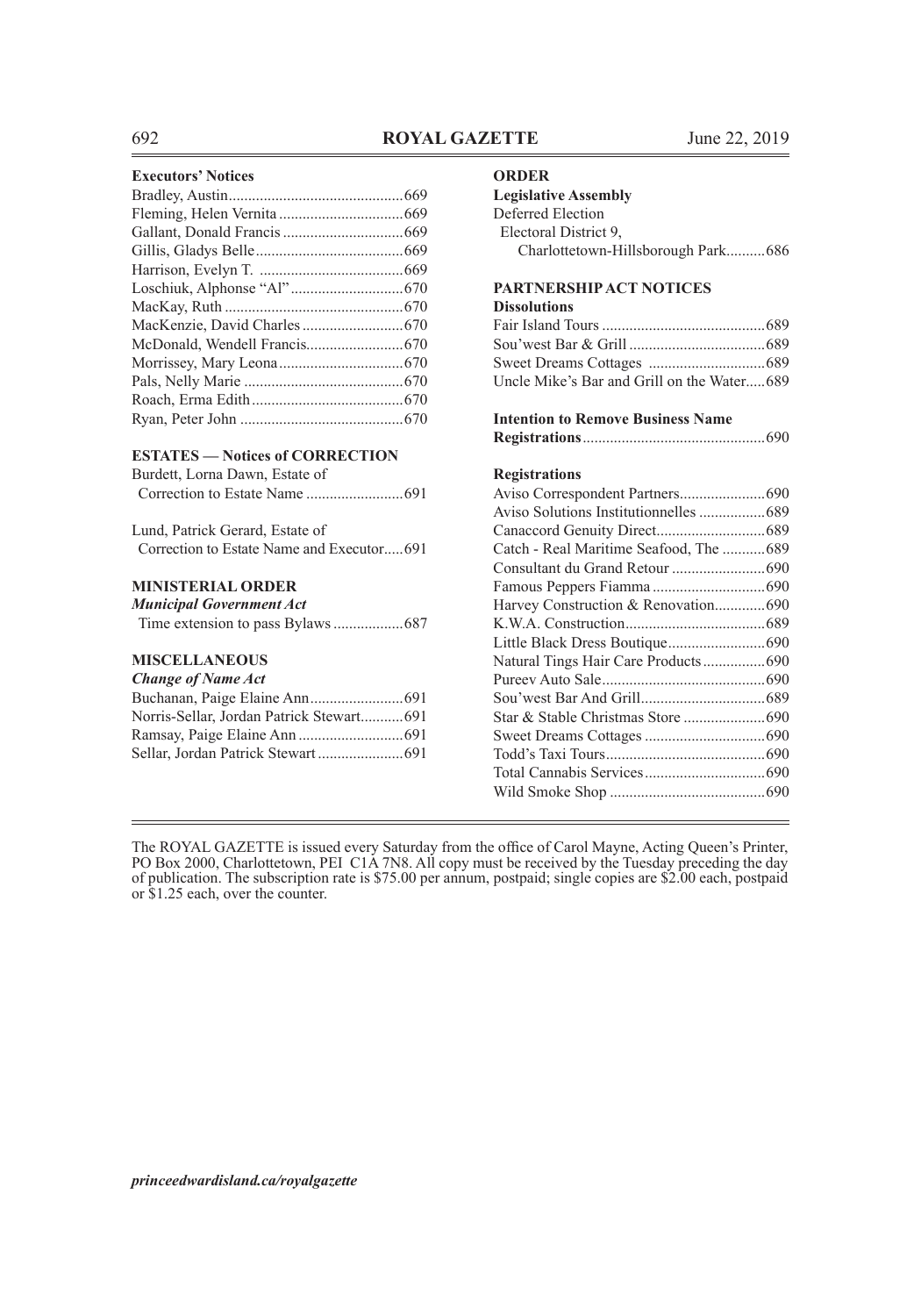**Executors' Notices**

Bradley, Austin.............................................669
Fleming, Helen Vernita ................................669
Gallant, Donald Francis ...............................669
Gillis, Gladys Belle......................................669
Harrison, Evelyn T. .....................................669
Loschiuk, Alphonse "Al".............................670
MacKay, Ruth ..............................................670
MacKenzie, David Charles ..........................670
McDonald, Wendell Francis.........................670
Morrissey, Mary Leona................................670
Pals, Nelly Marie .........................................670
Roach, Erma Edith.......................................670
Ryan, Peter John ..........................................670

**ESTATES — Notices of CORRECTION**

Burdett, Lorna Dawn, Estate of
Correction to Estate Name .........................691

Lund, Patrick Gerard, Estate of
Correction to Estate Name and Executor.....691

**MINISTERIAL ORDER**

***Municipal Government Act***

Time extension to pass Bylaws ..................687

**MISCELLANEOUS**

***Change of Name Act***

Buchanan, Paige Elaine Ann........................691
Norris-Sellar, Jordan Patrick Stewart...........691
Ramsay, Paige Elaine Ann ...........................691
Sellar, Jordan Patrick Stewart ......................691

**ORDER**

**Legislative Assembly**

Deferred Election
Electoral District 9,
Charlottetown-Hillsborough Park..........686

**PARTNERSHIP ACT NOTICES**

**Dissolutions**

Fair Island Tours ..........................................689
Sou'west Bar & Grill ...................................689
Sweet Dreams Cottages ..............................689
Uncle Mike's Bar and Grill on the Water.....689

**Intention to Remove Business Name Registrations**...............................................690

**Registrations**

Aviso Correspondent Partners......................690
Aviso Solutions Institutionnelles .................689
Canaccord Genuity Direct............................689
Catch - Real Maritime Seafood, The ...........689
Consultant du Grand Retour ........................690
Famous Peppers Fiamma .............................690
Harvey Construction & Renovation.............690
K.W.A. Construction....................................689
Little Black Dress Boutique.........................690
Natural Tings Hair Care Products................690
Pureev Auto Sale..........................................690
Sou'west Bar And Grill................................689
Star & Stable Christmas Store .....................690
Sweet Dreams Cottages ...............................690
Todd's Taxi Tours.........................................690
Total Cannabis Services...............................690
Wild Smoke Shop ........................................690

---

The ROYAL GAZETTE is issued every Saturday from the office of Carol Mayne, Acting Queen's Printer, PO Box 2000, Charlottetown, PEI C1A 7N8. All copy must be received by the Tuesday preceding the day of publication. The subscription rate is $75.00 per annum, postpaid; single copies are $2.00 each, postpaid or $1.25 each, over the counter.

*princeedwardisland.ca/royalgazette*